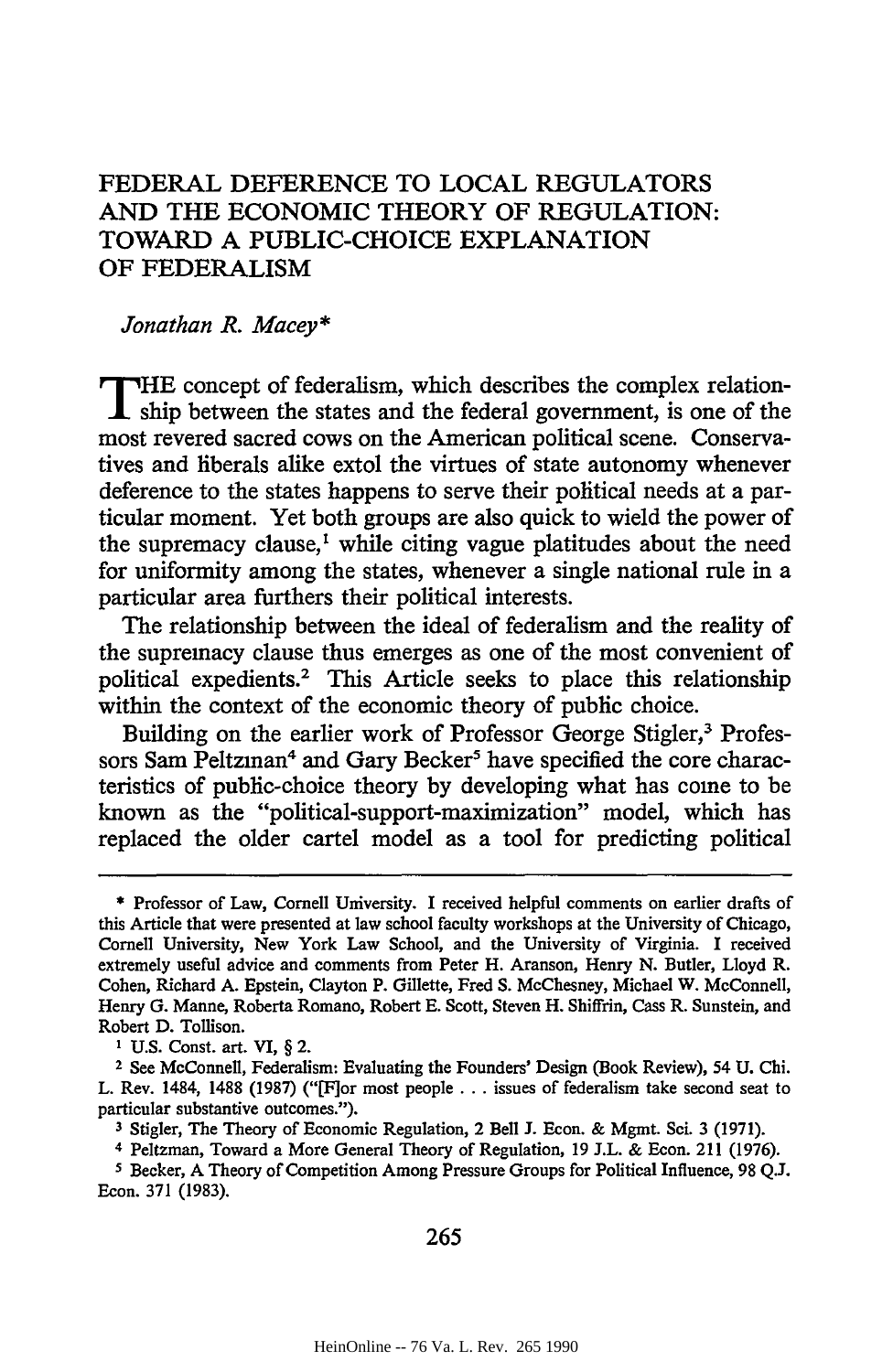# FEDERAL DEFERENCE TO LOCAL REGULATORS AND THE ECONOMIC THEORY OF REGULATION: TOWARD A PUBLIC-CHOICE EXPLANATION OF FEDERALISM

*Jonathan R. Macey**

THE concept of federalism, which describes the complex relationship between the states and the federal government, is one of the most revered sacred cows on the American political scene. Conservatives and liberals alike extol the virtues of state autonomy whenever deference to the states happens to serve their political needs at a particular moment. Yet both groups are also quick to wield the power of the supremacy clause,[1] while citing vague platitudes about the need for uniformity among the states, whenever a single national rule in a particular area furthers their political interests.

The relationship between the ideal of federalism and the reality of the supremacy clause thus emerges as one of the most convenient of political expedients.[2] This Article seeks to place this relationship within the context of the economic theory of public choice.

Building on the earlier work of Professor George Stigler,[3] Professors Sam Peltzman[4] and Gary Becker[5] have specified the core characteristics of public-choice theory by developing what has come to be known as the "political-support-maximization" model, which has replaced the older cartel model as a tool for predicting political

---

\* Professor of Law, Cornell University. I received helpful comments on earlier drafts of this Article that were presented at law school faculty workshops at the University of Chicago, Cornell University, New York Law School, and the University of Virginia. I received extremely useful advice and comments from Peter H. Aranson, Henry N. Butler, Lloyd R. Cohen, Richard A. Epstein, Clayton P. Gillette, Fred S. McChesney, Michael W. McConnell, Henry G. Manne, Roberta Romano, Robert E. Scott, Steven H. Shiffrin, Cass R. Sunstein, and Robert D. Tollison.

[1] U.S. Const. art. VI, § 2.

[2] See McConnell, Federalism: Evaluating the Founders' Design (Book Review), 54 U. Chi. L. Rev. 1484, 1488 (1987) ("[F]or most people . . . issues of federalism take second seat to particular substantive outcomes.").

[3] Stigler, The Theory of Economic Regulation, 2 Bell J. Econ. & Mgmt. Sci. 3 (1971).

[4] Peltzman, Toward a More General Theory of Regulation, 19 J.L. & Econ. 211 (1976).

[5] Becker, A Theory of Competition Among Pressure Groups for Political Influence, 98 Q.J. Econ. 371 (1983).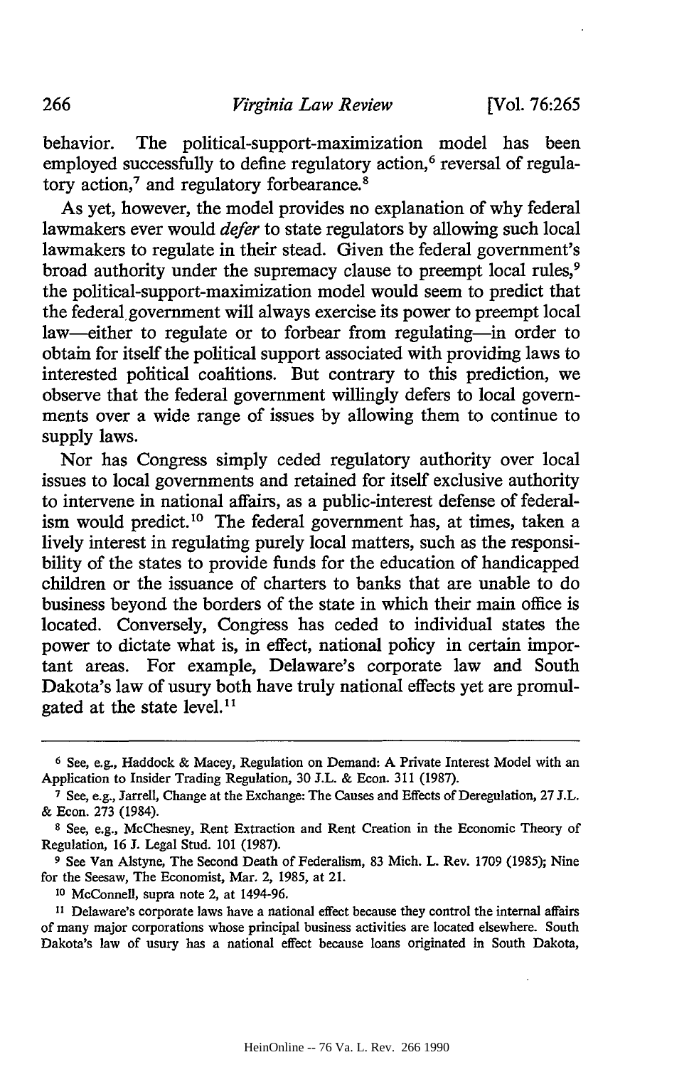behavior. The political-support-maximization model has been employed successfully to define regulatory action,[6] reversal of regulatory action,[7] and regulatory forbearance.[8]

As yet, however, the model provides no explanation of why federal lawmakers ever would *defer* to state regulators by allowing such local lawmakers to regulate in their stead. Given the federal government's broad authority under the supremacy clause to preempt local rules,[9] the political-support-maximization model would seem to predict that the federal government will always exercise its power to preempt local law—either to regulate or to forbear from regulating—in order to obtain for itself the political support associated with providing laws to interested political coalitions. But contrary to this prediction, we observe that the federal government willingly defers to local governments over a wide range of issues by allowing them to continue to supply laws.

Nor has Congress simply ceded regulatory authority over local issues to local governments and retained for itself exclusive authority to intervene in national affairs, as a public-interest defense of federalism would predict.[10] The federal government has, at times, taken a lively interest in regulating purely local matters, such as the responsibility of the states to provide funds for the education of handicapped children or the issuance of charters to banks that are unable to do business beyond the borders of the state in which their main office is located. Conversely, Congress has ceded to individual states the power to dictate what is, in effect, national policy in certain important areas. For example, Delaware's corporate law and South Dakota's law of usury both have truly national effects yet are promulgated at the state level.[11]

---

[6] See, e.g., Haddock & Macey, Regulation on Demand: A Private Interest Model with an Application to Insider Trading Regulation, 30 J.L. & Econ. 311 (1987).

[7] See, e.g., Jarrell, Change at the Exchange: The Causes and Effects of Deregulation, 27 J.L. & Econ. 273 (1984).

[8] See, e.g., McChesney, Rent Extraction and Rent Creation in the Economic Theory of Regulation, 16 J. Legal Stud. 101 (1987).

[9] See Van Alstyne, The Second Death of Federalism, 83 Mich. L. Rev. 1709 (1985); Nine for the Seesaw, The Economist, Mar. 2, 1985, at 21.

[10] McConnell, supra note 2, at 1494-96.

[11] Delaware's corporate laws have a national effect because they control the internal affairs of many major corporations whose principal business activities are located elsewhere. South Dakota's law of usury has a national effect because loans originated in South Dakota,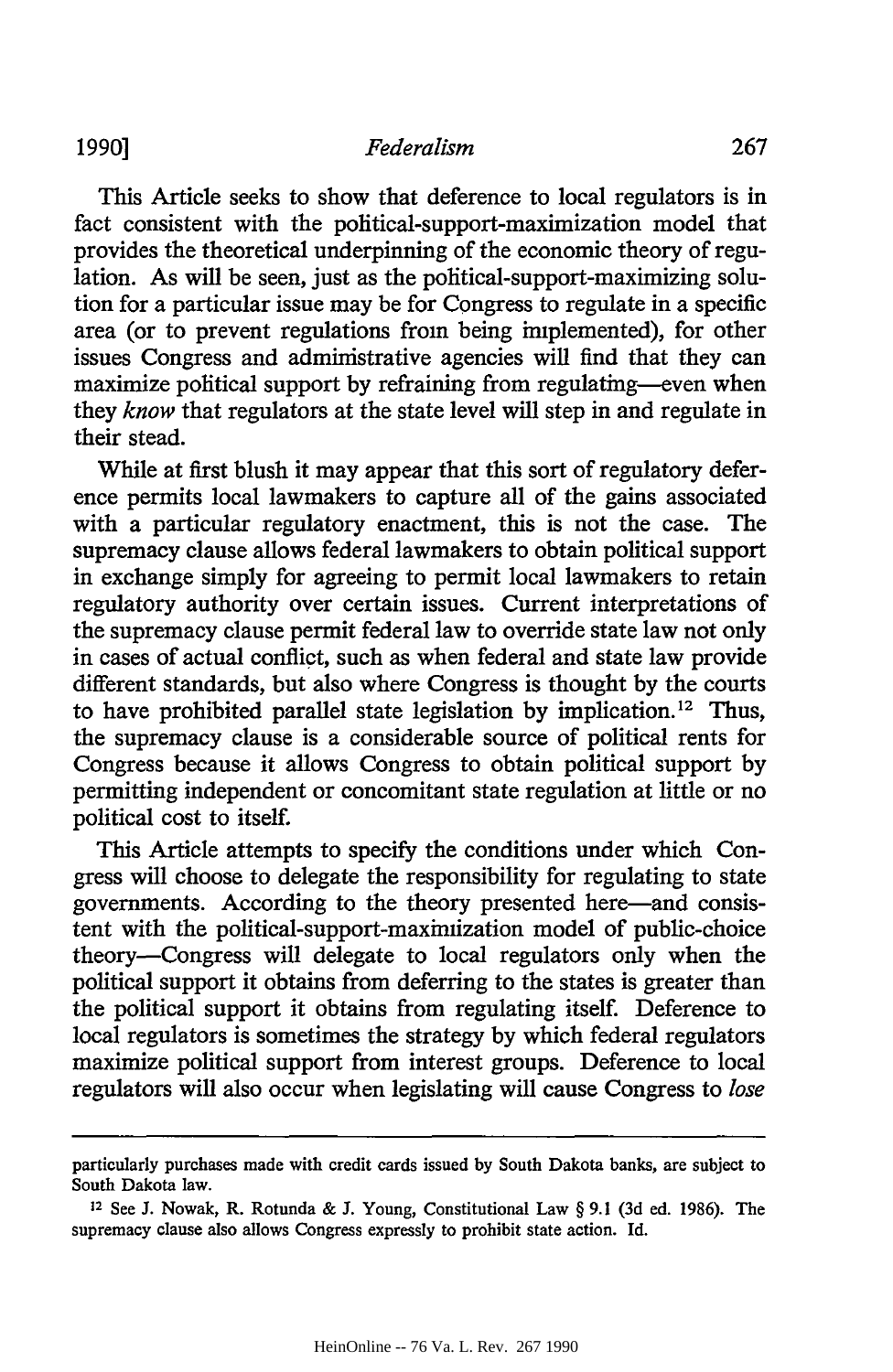This Article seeks to show that deference to local regulators is in fact consistent with the political-support-maximization model that provides the theoretical underpinning of the economic theory of regulation. As will be seen, just as the political-support-maximizing solution for a particular issue may be for Congress to regulate in a specific area (or to prevent regulations from being implemented), for other issues Congress and administrative agencies will find that they can maximize political support by refraining from regulating—even when they *know* that regulators at the state level will step in and regulate in their stead.

While at first blush it may appear that this sort of regulatory deference permits local lawmakers to capture all of the gains associated with a particular regulatory enactment, this is not the case. The supremacy clause allows federal lawmakers to obtain political support in exchange simply for agreeing to permit local lawmakers to retain regulatory authority over certain issues. Current interpretations of the supremacy clause permit federal law to override state law not only in cases of actual conflict, such as when federal and state law provide different standards, but also where Congress is thought by the courts to have prohibited parallel state legislation by implication.[12] Thus, the supremacy clause is a considerable source of political rents for Congress because it allows Congress to obtain political support by permitting independent or concomitant state regulation at little or no political cost to itself.

This Article attempts to specify the conditions under which Congress will choose to delegate the responsibility for regulating to state governments. According to the theory presented here—and consistent with the political-support-maximization model of public-choice theory—Congress will delegate to local regulators only when the political support it obtains from deferring to the states is greater than the political support it obtains from regulating itself. Deference to local regulators is sometimes the strategy by which federal regulators maximize political support from interest groups. Deference to local regulators will also occur when legislating will cause Congress to *lose*

---

particularly purchases made with credit cards issued by South Dakota banks, are subject to South Dakota law.

[12] See J. Nowak, R. Rotunda & J. Young, Constitutional Law § 9.1 (3d ed. 1986). The supremacy clause also allows Congress expressly to prohibit state action. Id.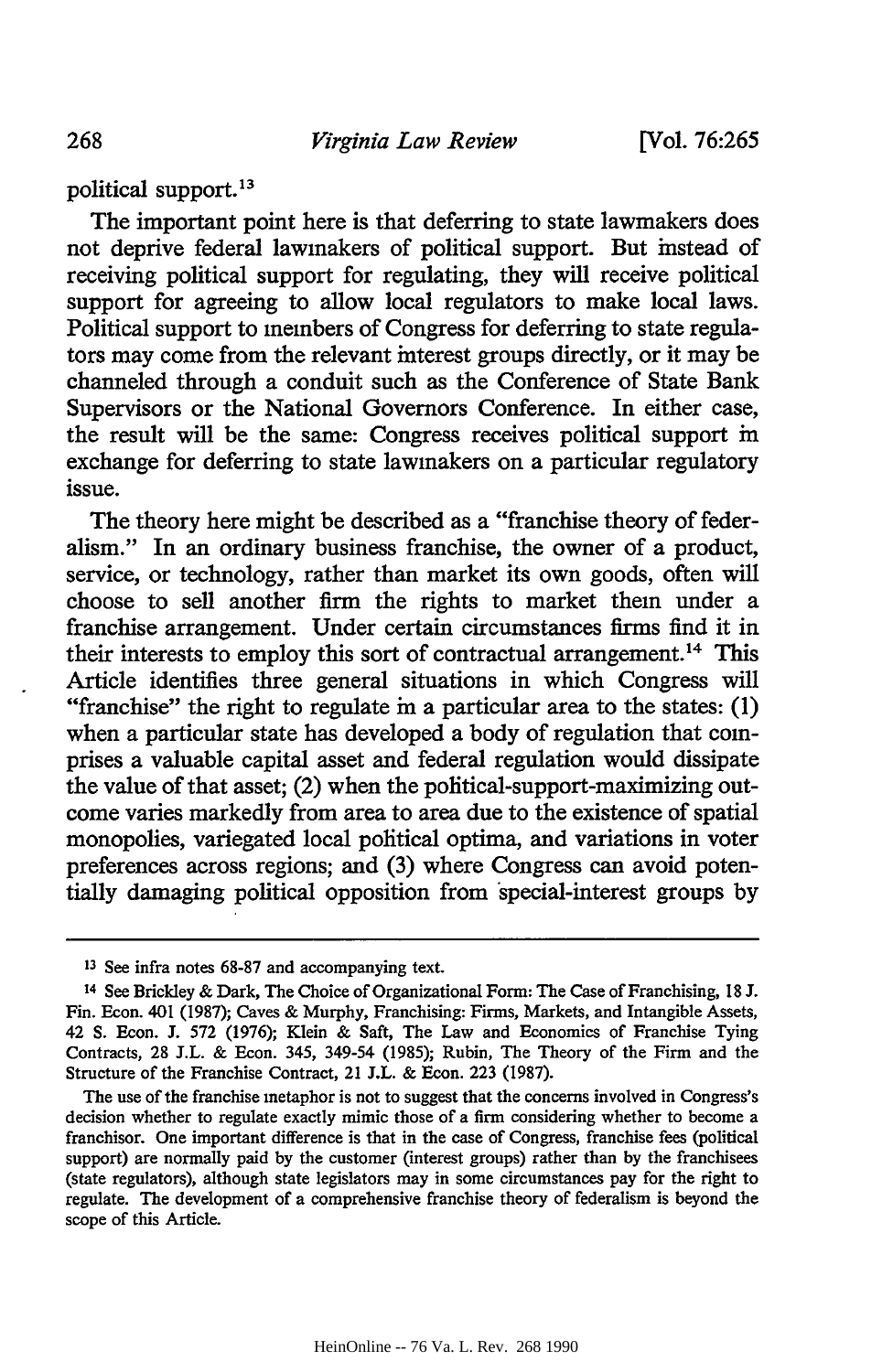political support.[13]

The important point here is that deferring to state lawmakers does not deprive federal lawmakers of political support. But instead of receiving political support for regulating, they will receive political support for agreeing to allow local regulators to make local laws. Political support to members of Congress for deferring to state regulators may come from the relevant interest groups directly, or it may be channeled through a conduit such as the Conference of State Bank Supervisors or the National Governors Conference. In either case, the result will be the same: Congress receives political support in exchange for deferring to state lawmakers on a particular regulatory issue.

The theory here might be described as a "franchise theory of federalism." In an ordinary business franchise, the owner of a product, service, or technology, rather than market its own goods, often will choose to sell another firm the rights to market them under a franchise arrangement. Under certain circumstances firms find it in their interests to employ this sort of contractual arrangement.[14] This Article identifies three general situations in which Congress will "franchise" the right to regulate in a particular area to the states: (1) when a particular state has developed a body of regulation that comprises a valuable capital asset and federal regulation would dissipate the value of that asset; (2) when the political-support-maximizing outcome varies markedly from area to area due to the existence of spatial monopolies, variegated local political optima, and variations in voter preferences across regions; and (3) where Congress can avoid potentially damaging political opposition from special-interest groups by

---

[13] See infra notes 68-87 and accompanying text.

[14] See Brickley & Dark, The Choice of Organizational Form: The Case of Franchising, 18 J. Fin. Econ. 401 (1987); Caves & Murphy, Franchising: Firms, Markets, and Intangible Assets, 42 S. Econ. J. 572 (1976); Klein & Saft, The Law and Economics of Franchise Tying Contracts, 28 J.L. & Econ. 345, 349-54 (1985); Rubin, The Theory of the Firm and the Structure of the Franchise Contract, 21 J.L. & Econ. 223 (1987).

The use of the franchise metaphor is not to suggest that the concerns involved in Congress's decision whether to regulate exactly mimic those of a firm considering whether to become a franchisor. One important difference is that in the case of Congress, franchise fees (political support) are normally paid by the customer (interest groups) rather than by the franchisees (state regulators), although state legislators may in some circumstances pay for the right to regulate. The development of a comprehensive franchise theory of federalism is beyond the scope of this Article.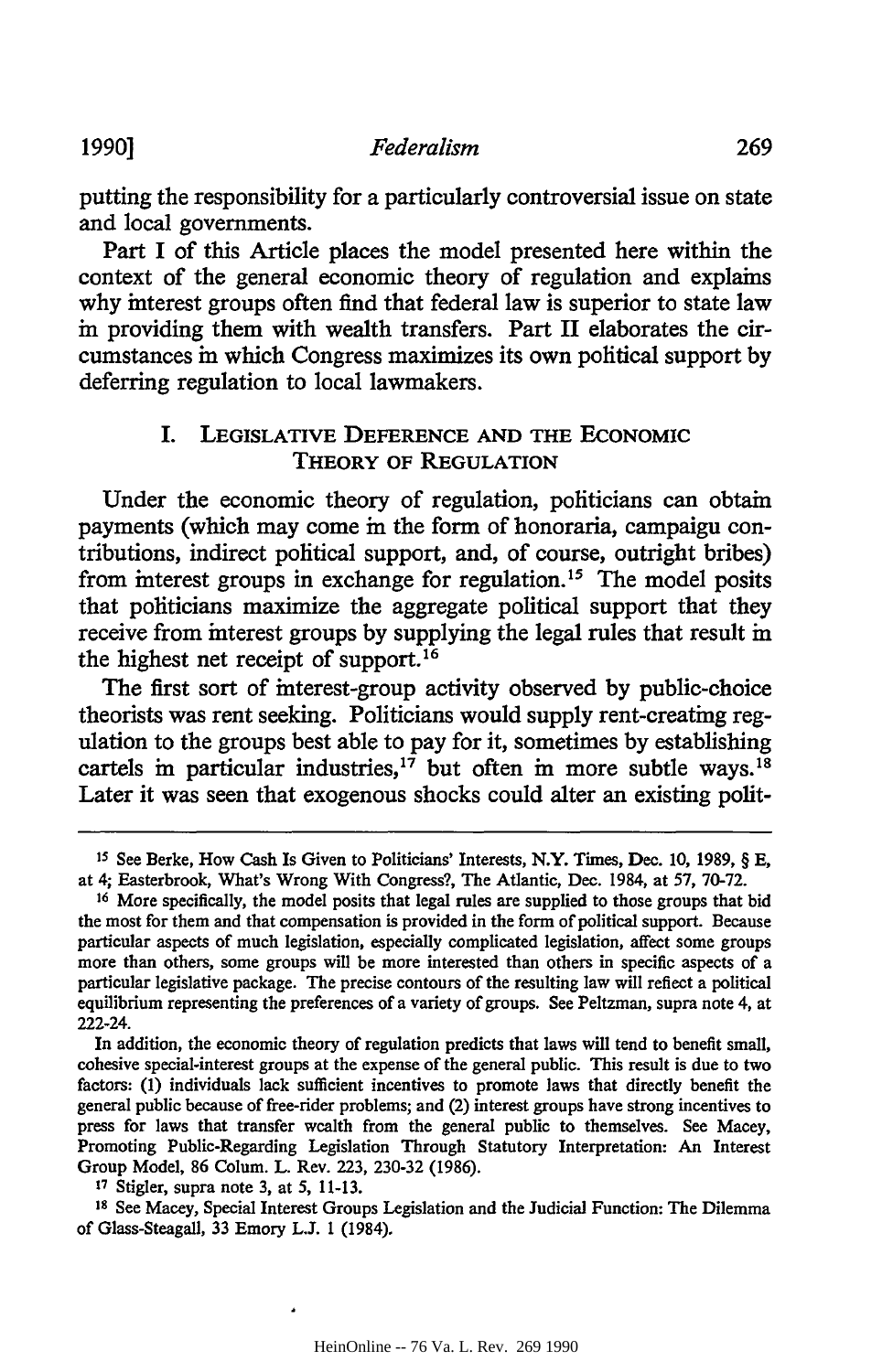putting the responsibility for a particularly controversial issue on state and local governments.

Part I of this Article places the model presented here within the context of the general economic theory of regulation and explains why interest groups often find that federal law is superior to state law in providing them with wealth transfers. Part II elaborates the circumstances in which Congress maximizes its own political support by deferring regulation to local lawmakers.

## I. Legislative Deference and the Economic Theory of Regulation

Under the economic theory of regulation, politicians can obtain payments (which may come in the form of honoraria, campaign contributions, indirect political support, and, of course, outright bribes) from interest groups in exchange for regulation.[15] The model posits that politicians maximize the aggregate political support that they receive from interest groups by supplying the legal rules that result in the highest net receipt of support.[16]

The first sort of interest-group activity observed by public-choice theorists was rent seeking. Politicians would supply rent-creating regulation to the groups best able to pay for it, sometimes by establishing cartels in particular industries,[17] but often in more subtle ways.[18] Later it was seen that exogenous shocks could alter an existing polit-

---

[15] See Berke, How Cash Is Given to Politicians' Interests, N.Y. Times, Dec. 10, 1989, § E, at 4; Easterbrook, What's Wrong With Congress?, The Atlantic, Dec. 1984, at 57, 70-72.

[16] More specifically, the model posits that legal rules are supplied to those groups that bid the most for them and that compensation is provided in the form of political support. Because particular aspects of much legislation, especially complicated legislation, affect some groups more than others, some groups will be more interested than others in specific aspects of a particular legislative package. The precise contours of the resulting law will reflect a political equilibrium representing the preferences of a variety of groups. See Peltzman, supra note 4, at 222-24.

In addition, the economic theory of regulation predicts that laws will tend to benefit small, cohesive special-interest groups at the expense of the general public. This result is due to two factors: (1) individuals lack sufficient incentives to promote laws that directly benefit the general public because of free-rider problems; and (2) interest groups have strong incentives to press for laws that transfer wealth from the general public to themselves. See Macey, Promoting Public-Regarding Legislation Through Statutory Interpretation: An Interest Group Model, 86 Colum. L. Rev. 223, 230-32 (1986).

[17] Stigler, supra note 3, at 5, 11-13.

[18] See Macey, Special Interest Groups Legislation and the Judicial Function: The Dilemma of Glass-Steagall, 33 Emory L.J. 1 (1984).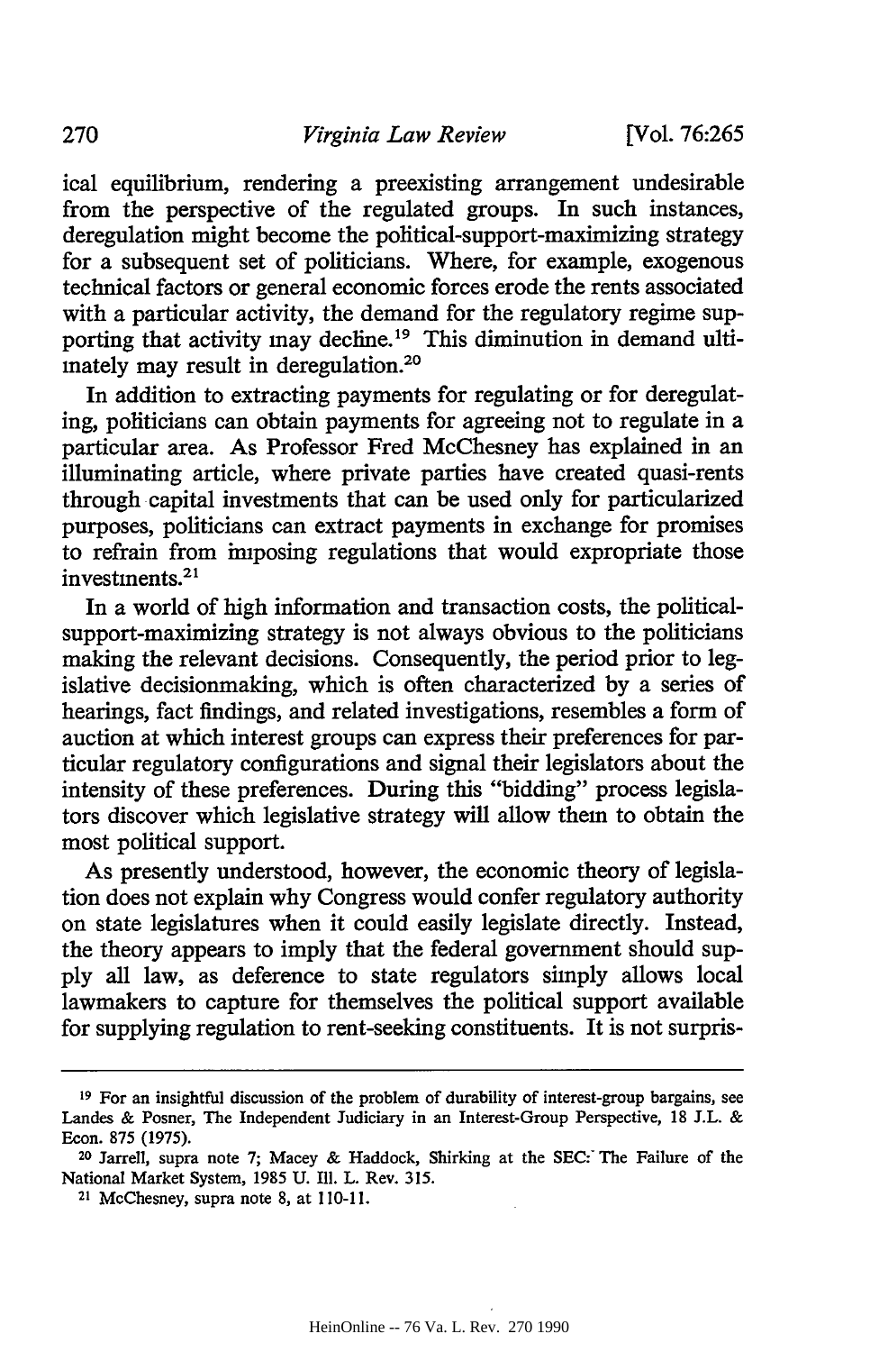ical equilibrium, rendering a preexisting arrangement undesirable from the perspective of the regulated groups. In such instances, deregulation might become the political-support-maximizing strategy for a subsequent set of politicians. Where, for example, exogenous technical factors or general economic forces erode the rents associated with a particular activity, the demand for the regulatory regime supporting that activity may decline.[19] This diminution in demand ultimately may result in deregulation.[20]

In addition to extracting payments for regulating or for deregulating, politicians can obtain payments for agreeing not to regulate in a particular area. As Professor Fred McChesney has explained in an illuminating article, where private parties have created quasi-rents through capital investments that can be used only for particularized purposes, politicians can extract payments in exchange for promises to refrain from imposing regulations that would expropriate those investments.[21]

In a world of high information and transaction costs, the political-support-maximizing strategy is not always obvious to the politicians making the relevant decisions. Consequently, the period prior to legislative decisionmaking, which is often characterized by a series of hearings, fact findings, and related investigations, resembles a form of auction at which interest groups can express their preferences for particular regulatory configurations and signal their legislators about the intensity of these preferences. During this "bidding" process legislators discover which legislative strategy will allow them to obtain the most political support.

As presently understood, however, the economic theory of legislation does not explain why Congress would confer regulatory authority on state legislatures when it could easily legislate directly. Instead, the theory appears to imply that the federal government should supply all law, as deference to state regulators simply allows local lawmakers to capture for themselves the political support available for supplying regulation to rent-seeking constituents. It is not surpris-

---

[19] For an insightful discussion of the problem of durability of interest-group bargains, see Landes & Posner, The Independent Judiciary in an Interest-Group Perspective, 18 J.L. & Econ. 875 (1975).

[20] Jarrell, supra note 7; Macey & Haddock, Shirking at the SEC: The Failure of the National Market System, 1985 U. Ill. L. Rev. 315.

[21] McChesney, supra note 8, at 110-11.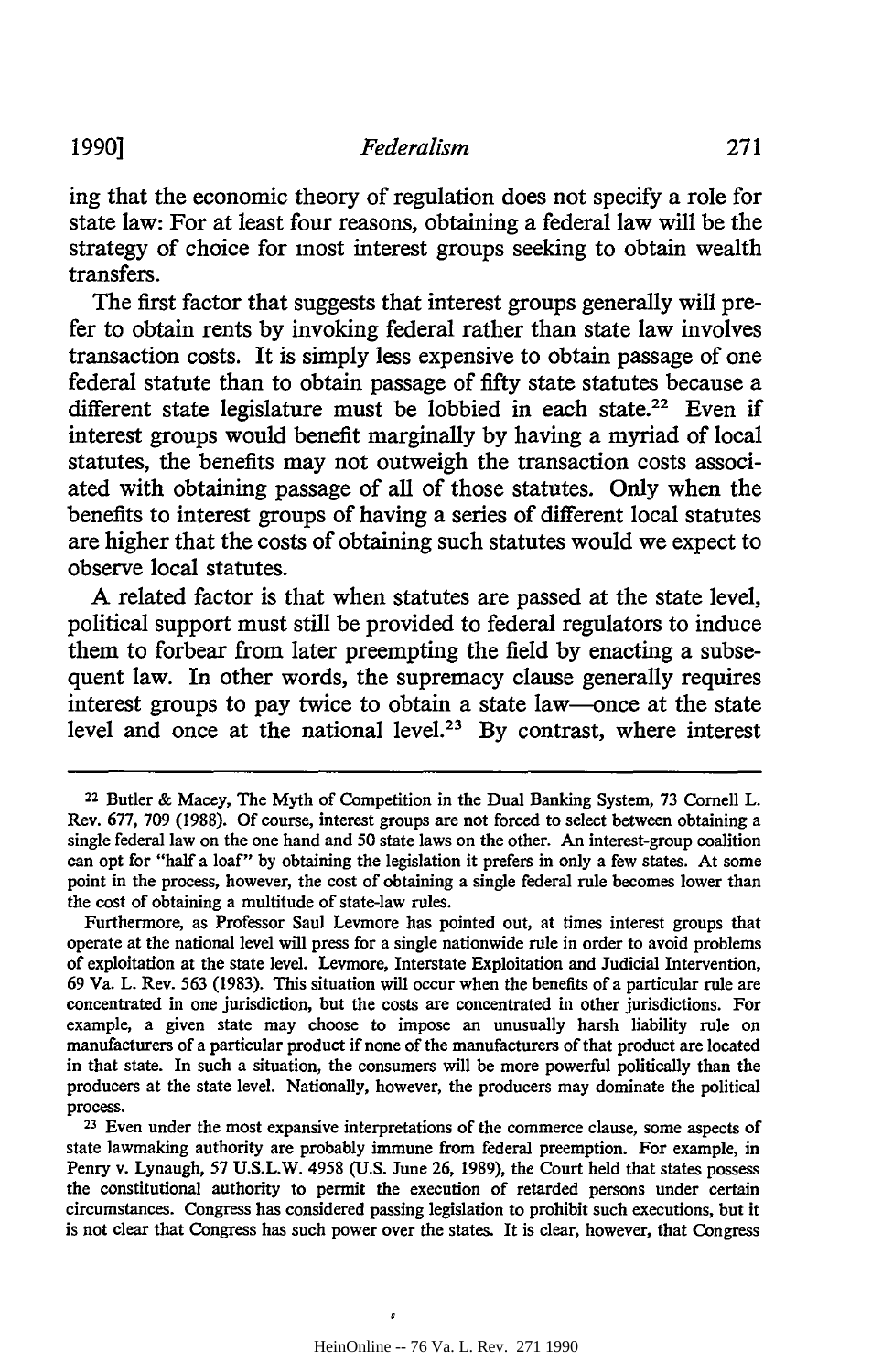ing that the economic theory of regulation does not specify a role for state law: For at least four reasons, obtaining a federal law will be the strategy of choice for most interest groups seeking to obtain wealth transfers.

The first factor that suggests that interest groups generally will prefer to obtain rents by invoking federal rather than state law involves transaction costs. It is simply less expensive to obtain passage of one federal statute than to obtain passage of fifty state statutes because a different state legislature must be lobbied in each state.[22] Even if interest groups would benefit marginally by having a myriad of local statutes, the benefits may not outweigh the transaction costs associated with obtaining passage of all of those statutes. Only when the benefits to interest groups of having a series of different local statutes are higher that the costs of obtaining such statutes would we expect to observe local statutes.

A related factor is that when statutes are passed at the state level, political support must still be provided to federal regulators to induce them to forbear from later preempting the field by enacting a subsequent law. In other words, the supremacy clause generally requires interest groups to pay twice to obtain a state law—once at the state level and once at the national level.[23] By contrast, where interest

---

[22] Butler & Macey, The Myth of Competition in the Dual Banking System, 73 Cornell L. Rev. 677, 709 (1988). Of course, interest groups are not forced to select between obtaining a single federal law on the one hand and 50 state laws on the other. An interest-group coalition can opt for "half a loaf" by obtaining the legislation it prefers in only a few states. At some point in the process, however, the cost of obtaining a single federal rule becomes lower than the cost of obtaining a multitude of state-law rules.

Furthermore, as Professor Saul Levmore has pointed out, at times interest groups that operate at the national level will press for a single nationwide rule in order to avoid problems of exploitation at the state level. Levmore, Interstate Exploitation and Judicial Intervention, 69 Va. L. Rev. 563 (1983). This situation will occur when the benefits of a particular rule are concentrated in one jurisdiction, but the costs are concentrated in other jurisdictions. For example, a given state may choose to impose an unusually harsh liability rule on manufacturers of a particular product if none of the manufacturers of that product are located in that state. In such a situation, the consumers will be more powerful politically than the producers at the state level. Nationally, however, the producers may dominate the political process.

[23] Even under the most expansive interpretations of the commerce clause, some aspects of state lawmaking authority are probably immune from federal preemption. For example, in Penry v. Lynaugh, 57 U.S.L.W. 4958 (U.S. June 26, 1989), the Court held that states possess the constitutional authority to permit the execution of retarded persons under certain circumstances. Congress has considered passing legislation to prohibit such executions, but it is not clear that Congress has such power over the states. It is clear, however, that Congress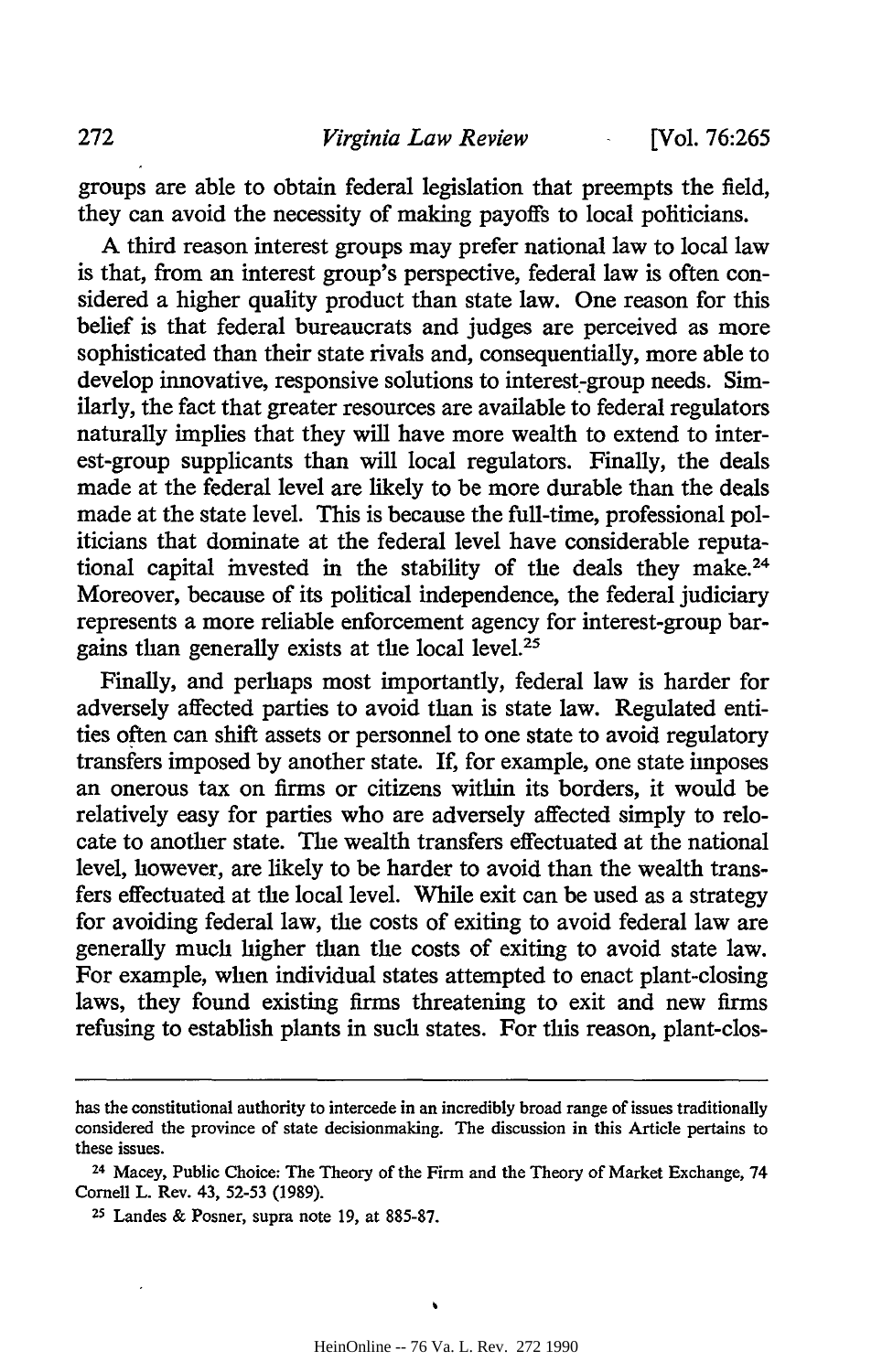groups are able to obtain federal legislation that preempts the field, they can avoid the necessity of making payoffs to local politicians.

A third reason interest groups may prefer national law to local law is that, from an interest group's perspective, federal law is often considered a higher quality product than state law. One reason for this belief is that federal bureaucrats and judges are perceived as more sophisticated than their state rivals and, consequentially, more able to develop innovative, responsive solutions to interest-group needs. Similarly, the fact that greater resources are available to federal regulators naturally implies that they will have more wealth to extend to interest-group supplicants than will local regulators. Finally, the deals made at the federal level are likely to be more durable than the deals made at the state level. This is because the full-time, professional politicians that dominate at the federal level have considerable reputational capital invested in the stability of the deals they make.[24] Moreover, because of its political independence, the federal judiciary represents a more reliable enforcement agency for interest-group bargains than generally exists at the local level.[25]

Finally, and perhaps most importantly, federal law is harder for adversely affected parties to avoid than is state law. Regulated entities often can shift assets or personnel to one state to avoid regulatory transfers imposed by another state. If, for example, one state imposes an onerous tax on firms or citizens within its borders, it would be relatively easy for parties who are adversely affected simply to relocate to another state. The wealth transfers effectuated at the national level, however, are likely to be harder to avoid than the wealth transfers effectuated at the local level. While exit can be used as a strategy for avoiding federal law, the costs of exiting to avoid federal law are generally much higher than the costs of exiting to avoid state law. For example, when individual states attempted to enact plant-closing laws, they found existing firms threatening to exit and new firms refusing to establish plants in such states. For this reason, plant-clos-

---

has the constitutional authority to intercede in an incredibly broad range of issues traditionally considered the province of state decisionmaking. The discussion in this Article pertains to these issues.

[24] Macey, Public Choice: The Theory of the Firm and the Theory of Market Exchange, 74 Cornell L. Rev. 43, 52-53 (1989).

[25] Landes & Posner, supra note 19, at 885-87.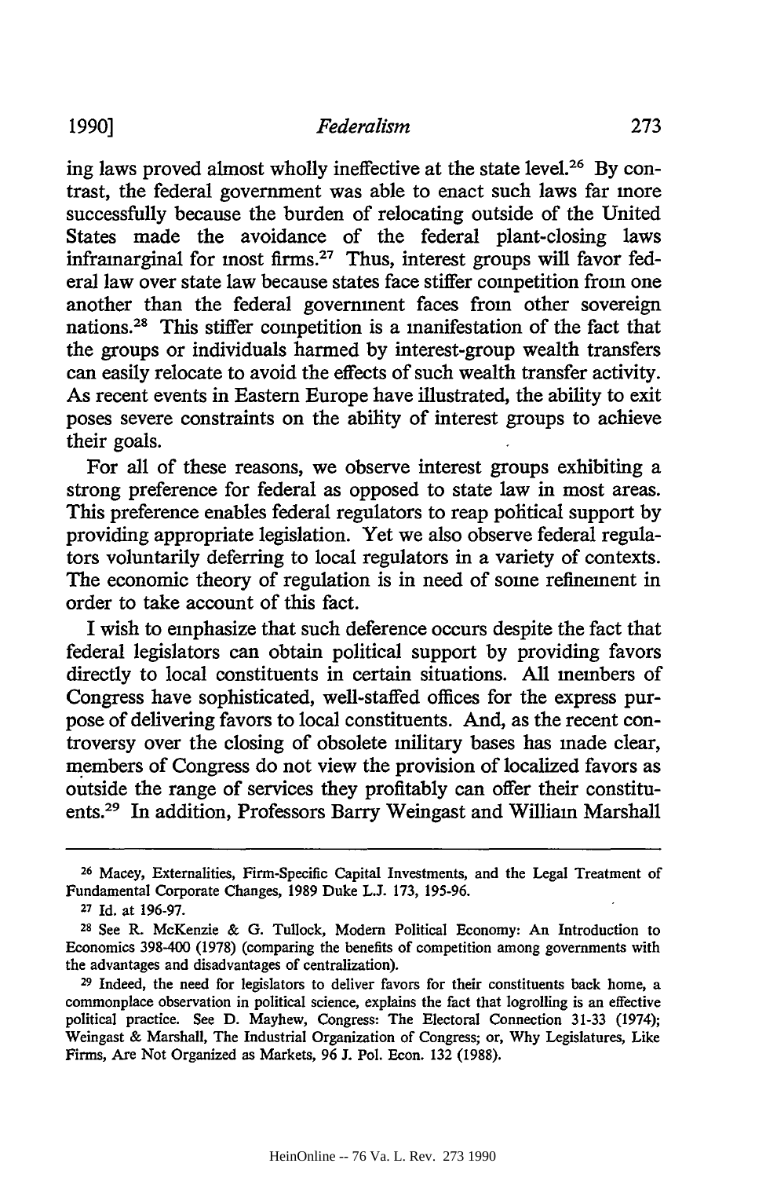ing laws proved almost wholly ineffective at the state level.[26] By contrast, the federal government was able to enact such laws far more successfully because the burden of relocating outside of the United States made the avoidance of the federal plant-closing laws inframarginal for most firms.[27] Thus, interest groups will favor federal law over state law because states face stiffer competition from one another than the federal government faces from other sovereign nations.[28] This stiffer competition is a manifestation of the fact that the groups or individuals harmed by interest-group wealth transfers can easily relocate to avoid the effects of such wealth transfer activity. As recent events in Eastern Europe have illustrated, the ability to exit poses severe constraints on the ability of interest groups to achieve their goals.

For all of these reasons, we observe interest groups exhibiting a strong preference for federal as opposed to state law in most areas. This preference enables federal regulators to reap political support by providing appropriate legislation. Yet we also observe federal regulators voluntarily deferring to local regulators in a variety of contexts. The economic theory of regulation is in need of some refinement in order to take account of this fact.

I wish to emphasize that such deference occurs despite the fact that federal legislators can obtain political support by providing favors directly to local constituents in certain situations. All members of Congress have sophisticated, well-staffed offices for the express purpose of delivering favors to local constituents. And, as the recent controversy over the closing of obsolete military bases has made clear, members of Congress do not view the provision of localized favors as outside the range of services they profitably can offer their constituents.[29] In addition, Professors Barry Weingast and William Marshall

---

[26] Macey, Externalities, Firm-Specific Capital Investments, and the Legal Treatment of Fundamental Corporate Changes, 1989 Duke L.J. 173, 195-96.

[27] Id. at 196-97.

[28] See R. McKenzie & G. Tullock, Modern Political Economy: An Introduction to Economics 398-400 (1978) (comparing the benefits of competition among governments with the advantages and disadvantages of centralization).

[29] Indeed, the need for legislators to deliver favors for their constituents back home, a commonplace observation in political science, explains the fact that logrolling is an effective political practice. See D. Mayhew, Congress: The Electoral Connection 31-33 (1974); Weingast & Marshall, The Industrial Organization of Congress; or, Why Legislatures, Like Firms, Are Not Organized as Markets, 96 J. Pol. Econ. 132 (1988).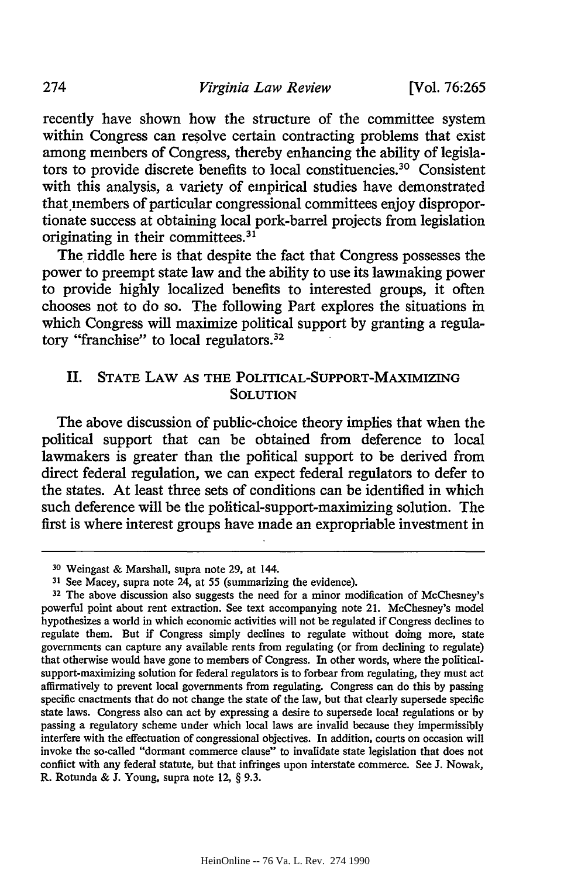recently have shown how the structure of the committee system within Congress can resolve certain contracting problems that exist among members of Congress, thereby enhancing the ability of legislators to provide discrete benefits to local constituencies.[30] Consistent with this analysis, a variety of empirical studies have demonstrated that members of particular congressional committees enjoy disproportionate success at obtaining local pork-barrel projects from legislation originating in their committees.[31]

The riddle here is that despite the fact that Congress possesses the power to preempt state law and the ability to use its lawmaking power to provide highly localized benefits to interested groups, it often chooses not to do so. The following Part explores the situations in which Congress will maximize political support by granting a regulatory "franchise" to local regulators.[32]

## II. State Law as the Political-Support-Maximizing Solution

The above discussion of public-choice theory implies that when the political support that can be obtained from deference to local lawmakers is greater than the political support to be derived from direct federal regulation, we can expect federal regulators to defer to the states. At least three sets of conditions can be identified in which such deference will be the political-support-maximizing solution. The first is where interest groups have made an expropriable investment in

---

[30] Weingast & Marshall, supra note 29, at 144.

[31] See Macey, supra note 24, at 55 (summarizing the evidence).

[32] The above discussion also suggests the need for a minor modification of McChesney's powerful point about rent extraction. See text accompanying note 21. McChesney's model hypothesizes a world in which economic activities will not be regulated if Congress declines to regulate them. But if Congress simply declines to regulate without doing more, state governments can capture any available rents from regulating (or from declining to regulate) that otherwise would have gone to members of Congress. In other words, where the political-support-maximizing solution for federal regulators is to forbear from regulating, they must act affirmatively to prevent local governments from regulating. Congress can do this by passing specific enactments that do not change the state of the law, but that clearly supersede specific state laws. Congress also can act by expressing a desire to supersede local regulations or by passing a regulatory scheme under which local laws are invalid because they impermissibly interfere with the effectuation of congressional objectives. In addition, courts on occasion will invoke the so-called "dormant commerce clause" to invalidate state legislation that does not conflict with any federal statute, but that infringes upon interstate commerce. See J. Nowak, R. Rotunda & J. Young, supra note 12, § 9.3.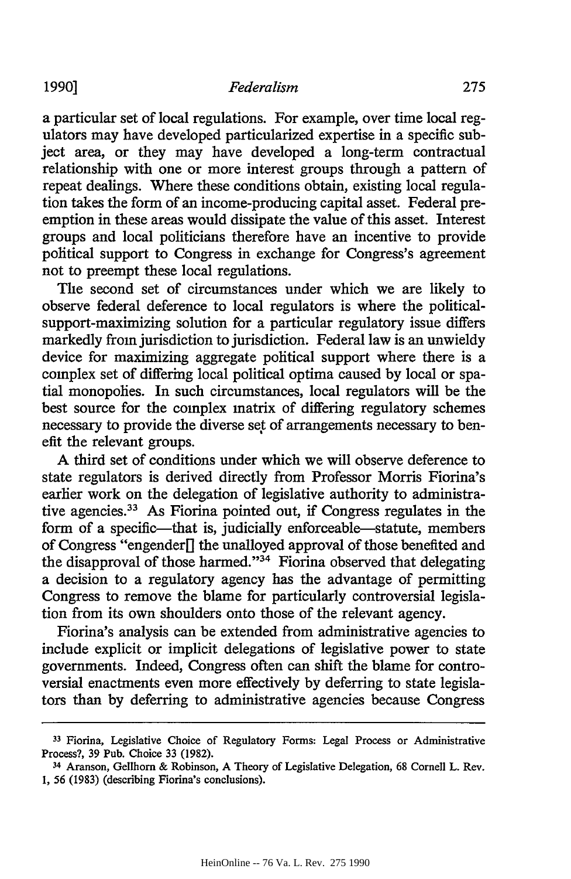a particular set of local regulations. For example, over time local regulators may have developed particularized expertise in a specific subject area, or they may have developed a long-term contractual relationship with one or more interest groups through a pattern of repeat dealings. Where these conditions obtain, existing local regulation takes the form of an income-producing capital asset. Federal preemption in these areas would dissipate the value of this asset. Interest groups and local politicians therefore have an incentive to provide political support to Congress in exchange for Congress's agreement not to preempt these local regulations.

The second set of circumstances under which we are likely to observe federal deference to local regulators is where the political-support-maximizing solution for a particular regulatory issue differs markedly from jurisdiction to jurisdiction. Federal law is an unwieldy device for maximizing aggregate political support where there is a complex set of differing local political optima caused by local or spatial monopolies. In such circumstances, local regulators will be the best source for the complex matrix of differing regulatory schemes necessary to provide the diverse set of arrangements necessary to benefit the relevant groups.

A third set of conditions under which we will observe deference to state regulators is derived directly from Professor Morris Fiorina's earlier work on the delegation of legislative authority to administrative agencies.[33] As Fiorina pointed out, if Congress regulates in the form of a specific—that is, judicially enforceable—statute, members of Congress "engender[] the unalloyed approval of those benefited and the disapproval of those harmed."[34] Fiorina observed that delegating a decision to a regulatory agency has the advantage of permitting Congress to remove the blame for particularly controversial legislation from its own shoulders onto those of the relevant agency.

Fiorina's analysis can be extended from administrative agencies to include explicit or implicit delegations of legislative power to state governments. Indeed, Congress often can shift the blame for controversial enactments even more effectively by deferring to state legislators than by deferring to administrative agencies because Congress

---

[33] Fiorina, Legislative Choice of Regulatory Forms: Legal Process or Administrative Process?, 39 Pub. Choice 33 (1982).

[34] Aranson, Gellhorn & Robinson, A Theory of Legislative Delegation, 68 Cornell L. Rev. 1, 56 (1983) (describing Fiorina's conclusions).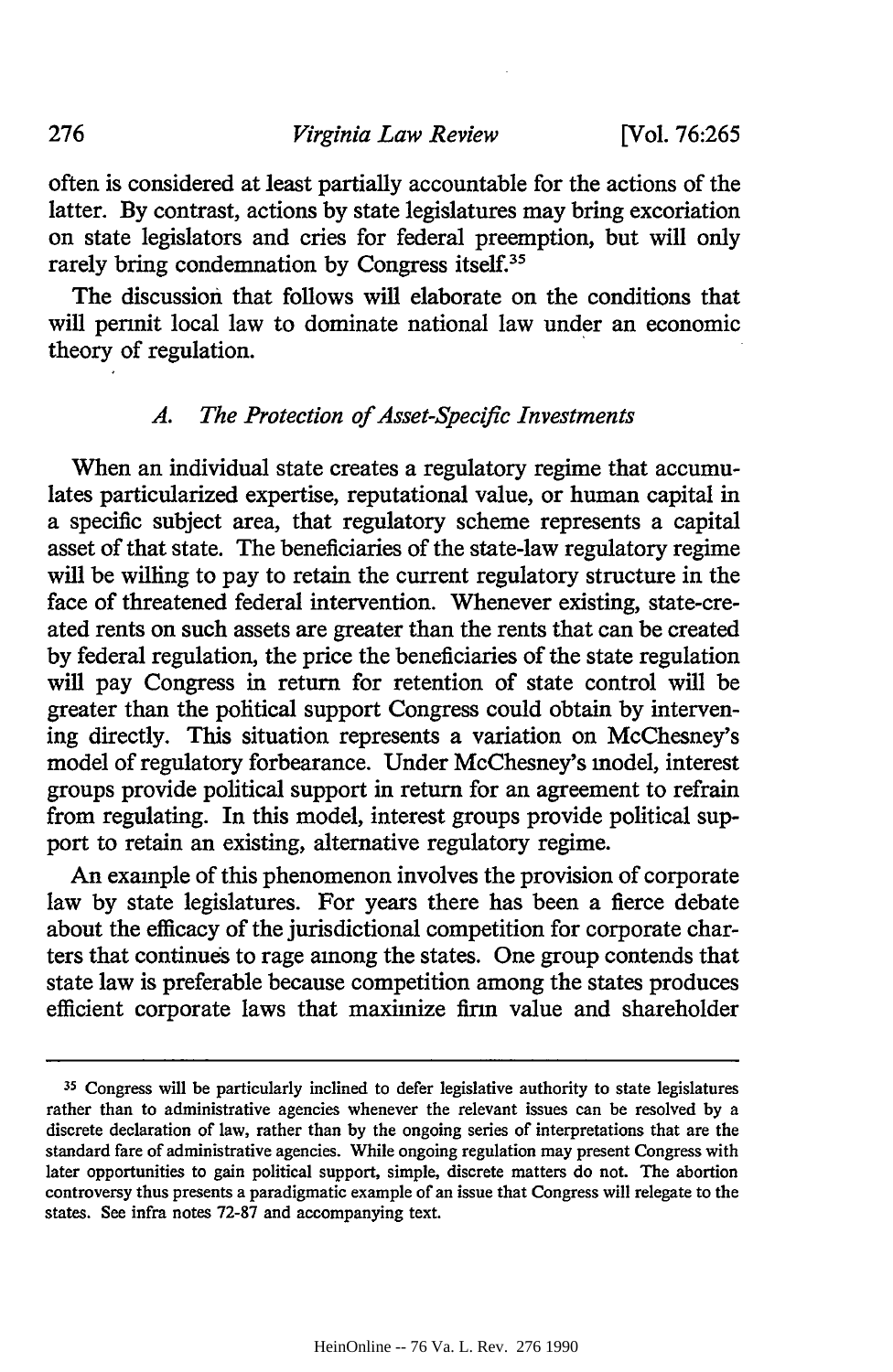often is considered at least partially accountable for the actions of the latter. By contrast, actions by state legislatures may bring excoriation on state legislators and cries for federal preemption, but will only rarely bring condemnation by Congress itself.[35]

The discussion that follows will elaborate on the conditions that will permit local law to dominate national law under an economic theory of regulation.

### *A. The Protection of Asset-Specific Investments*

When an individual state creates a regulatory regime that accumulates particularized expertise, reputational value, or human capital in a specific subject area, that regulatory scheme represents a capital asset of that state. The beneficiaries of the state-law regulatory regime will be willing to pay to retain the current regulatory structure in the face of threatened federal intervention. Whenever existing, state-created rents on such assets are greater than the rents that can be created by federal regulation, the price the beneficiaries of the state regulation will pay Congress in return for retention of state control will be greater than the political support Congress could obtain by intervening directly. This situation represents a variation on McChesney's model of regulatory forbearance. Under McChesney's model, interest groups provide political support in return for an agreement to refrain from regulating. In this model, interest groups provide political support to retain an existing, alternative regulatory regime.

An example of this phenomenon involves the provision of corporate law by state legislatures. For years there has been a fierce debate about the efficacy of the jurisdictional competition for corporate charters that continues to rage among the states. One group contends that state law is preferable because competition among the states produces efficient corporate laws that maximize firm value and shareholder

---

[35] Congress will be particularly inclined to defer legislative authority to state legislatures rather than to administrative agencies whenever the relevant issues can be resolved by a discrete declaration of law, rather than by the ongoing series of interpretations that are the standard fare of administrative agencies. While ongoing regulation may present Congress with later opportunities to gain political support, simple, discrete matters do not. The abortion controversy thus presents a paradigmatic example of an issue that Congress will relegate to the states. See infra notes 72-87 and accompanying text.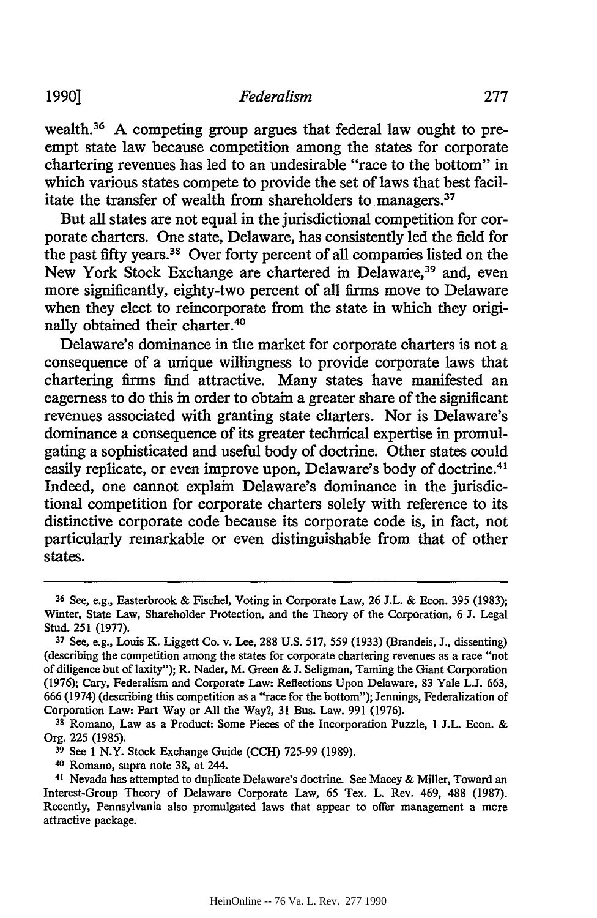wealth.[36] A competing group argues that federal law ought to preempt state law because competition among the states for corporate chartering revenues has led to an undesirable "race to the bottom" in which various states compete to provide the set of laws that best facilitate the transfer of wealth from shareholders to managers.[37]

But all states are not equal in the jurisdictional competition for corporate charters. One state, Delaware, has consistently led the field for the past fifty years.[38] Over forty percent of all companies listed on the New York Stock Exchange are chartered in Delaware,[39] and, even more significantly, eighty-two percent of all firms move to Delaware when they elect to reincorporate from the state in which they originally obtained their charter.[40]

Delaware's dominance in the market for corporate charters is not a consequence of a unique willingness to provide corporate laws that chartering firms find attractive. Many states have manifested an eagerness to do this in order to obtain a greater share of the significant revenues associated with granting state charters. Nor is Delaware's dominance a consequence of its greater technical expertise in promulgating a sophisticated and useful body of doctrine. Other states could easily replicate, or even improve upon, Delaware's body of doctrine.[41] Indeed, one cannot explain Delaware's dominance in the jurisdictional competition for corporate charters solely with reference to its distinctive corporate code because its corporate code is, in fact, not particularly remarkable or even distinguishable from that of other states.

---

[36] See, e.g., Easterbrook & Fischel, Voting in Corporate Law, 26 J.L. & Econ. 395 (1983); Winter, State Law, Shareholder Protection, and the Theory of the Corporation, 6 J. Legal Stud. 251 (1977).

[37] See, e.g., Louis K. Liggett Co. v. Lee, 288 U.S. 517, 559 (1933) (Brandeis, J., dissenting) (describing the competition among the states for corporate chartering revenues as a race "not of diligence but of laxity"); R. Nader, M. Green & J. Seligman, Taming the Giant Corporation (1976); Cary, Federalism and Corporate Law: Reflections Upon Delaware, 83 Yale L.J. 663, 666 (1974) (describing this competition as a "race for the bottom"); Jennings, Federalization of Corporation Law: Part Way or All the Way?, 31 Bus. Law. 991 (1976).

[38] Romano, Law as a Product: Some Pieces of the Incorporation Puzzle, 1 J.L. Econ. & Org. 225 (1985).

[39] See 1 N.Y. Stock Exchange Guide (CCH) 725-99 (1989).

[40] Romano, supra note 38, at 244.

[41] Nevada has attempted to duplicate Delaware's doctrine. See Macey & Miller, Toward an Interest-Group Theory of Delaware Corporate Law, 65 Tex. L. Rev. 469, 488 (1987). Recently, Pennsylvania also promulgated laws that appear to offer management a more attractive package.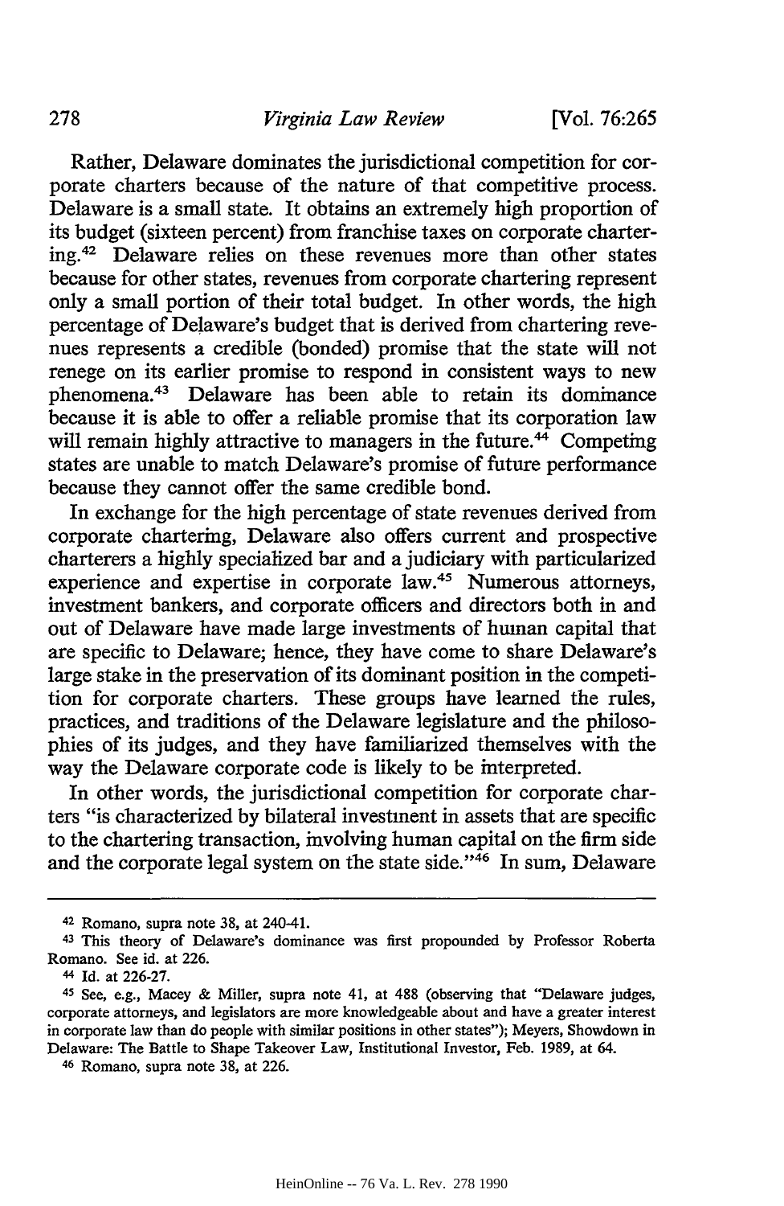Rather, Delaware dominates the jurisdictional competition for corporate charters because of the nature of that competitive process. Delaware is a small state. It obtains an extremely high proportion of its budget (sixteen percent) from franchise taxes on corporate chartering.[42] Delaware relies on these revenues more than other states because for other states, revenues from corporate chartering represent only a small portion of their total budget. In other words, the high percentage of Delaware's budget that is derived from chartering revenues represents a credible (bonded) promise that the state will not renege on its earlier promise to respond in consistent ways to new phenomena.[43] Delaware has been able to retain its dominance because it is able to offer a reliable promise that its corporation law will remain highly attractive to managers in the future.[44] Competing states are unable to match Delaware's promise of future performance because they cannot offer the same credible bond.

In exchange for the high percentage of state revenues derived from corporate chartering, Delaware also offers current and prospective charterers a highly specialized bar and a judiciary with particularized experience and expertise in corporate law.[45] Numerous attorneys, investment bankers, and corporate officers and directors both in and out of Delaware have made large investments of human capital that are specific to Delaware; hence, they have come to share Delaware's large stake in the preservation of its dominant position in the competition for corporate charters. These groups have learned the rules, practices, and traditions of the Delaware legislature and the philosophies of its judges, and they have familiarized themselves with the way the Delaware corporate code is likely to be interpreted.

In other words, the jurisdictional competition for corporate charters "is characterized by bilateral investment in assets that are specific to the chartering transaction, involving human capital on the firm side and the corporate legal system on the state side."[46] In sum, Delaware

---

[42] Romano, supra note 38, at 240-41.

[43] This theory of Delaware's dominance was first propounded by Professor Roberta Romano. See id. at 226.

[44] Id. at 226-27.

[45] See, e.g., Macey & Miller, supra note 41, at 488 (observing that "Delaware judges, corporate attorneys, and legislators are more knowledgeable about and have a greater interest in corporate law than do people with similar positions in other states"); Meyers, Showdown in Delaware: The Battle to Shape Takeover Law, Institutional Investor, Feb. 1989, at 64.

[46] Romano, supra note 38, at 226.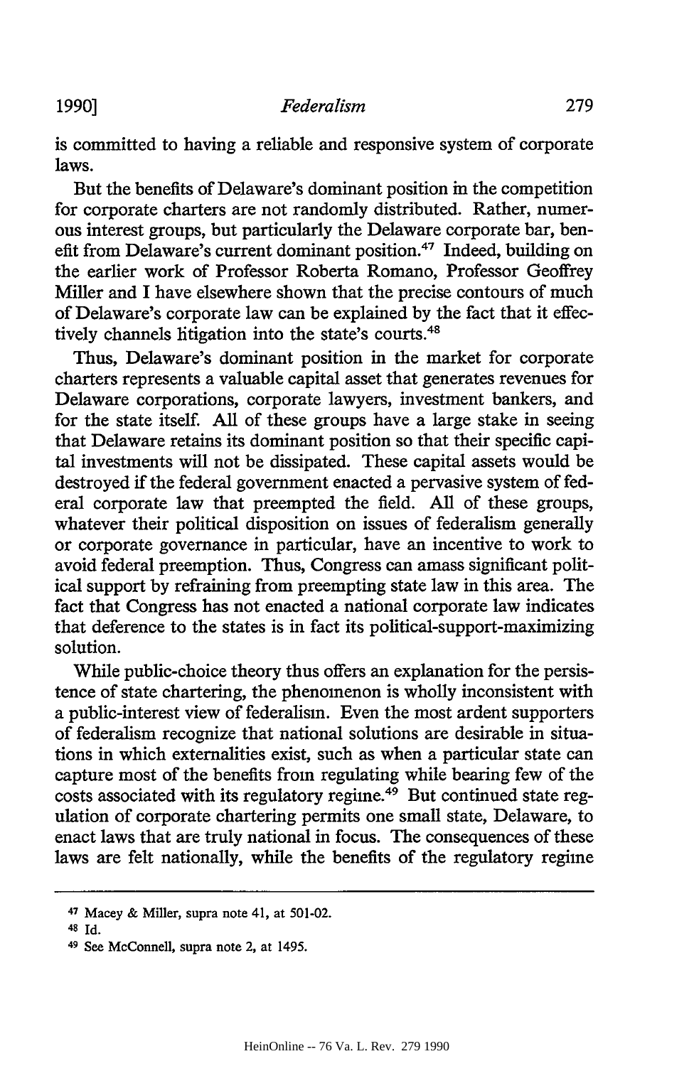is committed to having a reliable and responsive system of corporate laws.

But the benefits of Delaware's dominant position in the competition for corporate charters are not randomly distributed. Rather, numerous interest groups, but particularly the Delaware corporate bar, benefit from Delaware's current dominant position.[47] Indeed, building on the earlier work of Professor Roberta Romano, Professor Geoffrey Miller and I have elsewhere shown that the precise contours of much of Delaware's corporate law can be explained by the fact that it effectively channels litigation into the state's courts.[48]

Thus, Delaware's dominant position in the market for corporate charters represents a valuable capital asset that generates revenues for Delaware corporations, corporate lawyers, investment bankers, and for the state itself. All of these groups have a large stake in seeing that Delaware retains its dominant position so that their specific capital investments will not be dissipated. These capital assets would be destroyed if the federal government enacted a pervasive system of federal corporate law that preempted the field. All of these groups, whatever their political disposition on issues of federalism generally or corporate governance in particular, have an incentive to work to avoid federal preemption. Thus, Congress can amass significant political support by refraining from preempting state law in this area. The fact that Congress has not enacted a national corporate law indicates that deference to the states is in fact its political-support-maximizing solution.

While public-choice theory thus offers an explanation for the persistence of state chartering, the phenomenon is wholly inconsistent with a public-interest view of federalism. Even the most ardent supporters of federalism recognize that national solutions are desirable in situations in which externalities exist, such as when a particular state can capture most of the benefits from regulating while bearing few of the costs associated with its regulatory regime.[49] But continued state regulation of corporate chartering permits one small state, Delaware, to enact laws that are truly national in focus. The consequences of these laws are felt nationally, while the benefits of the regulatory regime

---

[47] Macey & Miller, supra note 41, at 501-02.

[48] Id.

[49] See McConnell, supra note 2, at 1495.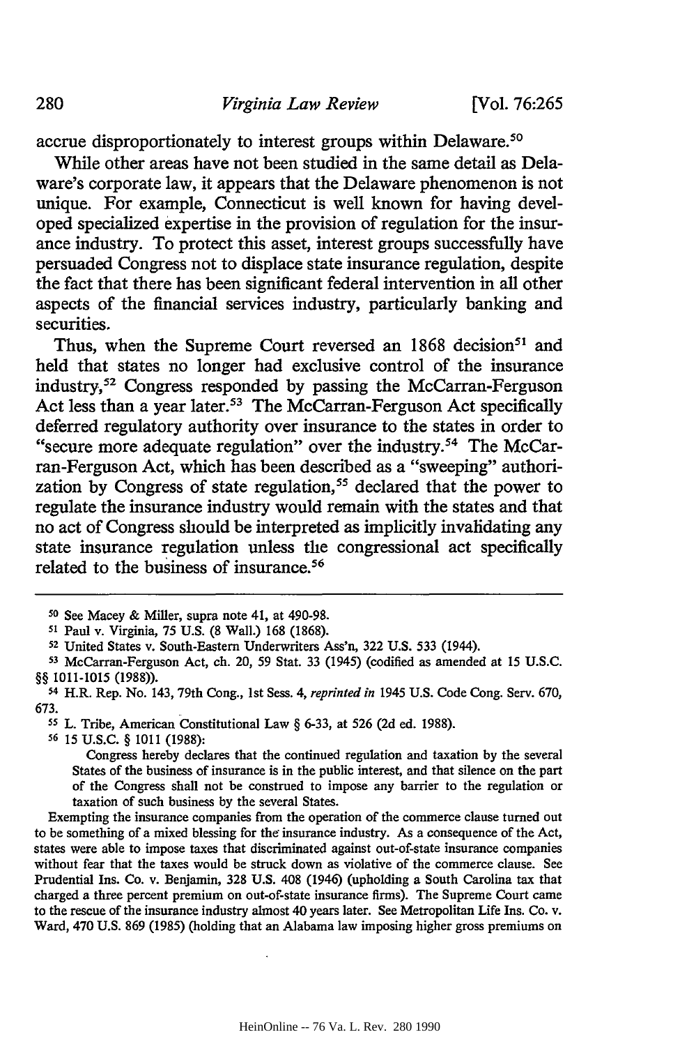accrue disproportionately to interest groups within Delaware.[50]

While other areas have not been studied in the same detail as Delaware's corporate law, it appears that the Delaware phenomenon is not unique. For example, Connecticut is well known for having developed specialized expertise in the provision of regulation for the insurance industry. To protect this asset, interest groups successfully have persuaded Congress not to displace state insurance regulation, despite the fact that there has been significant federal intervention in all other aspects of the financial services industry, particularly banking and securities.

Thus, when the Supreme Court reversed an 1868 decision[51] and held that states no longer had exclusive control of the insurance industry,[52] Congress responded by passing the McCarran-Ferguson Act less than a year later.[53] The McCarran-Ferguson Act specifically deferred regulatory authority over insurance to the states in order to "secure more adequate regulation" over the industry.[54] The McCarran-Ferguson Act, which has been described as a "sweeping" authorization by Congress of state regulation,[55] declared that the power to regulate the insurance industry would remain with the states and that no act of Congress should be interpreted as implicitly invalidating any state insurance regulation unless the congressional act specifically related to the business of insurance.[56]

---

[50] See Macey & Miller, supra note 41, at 490-98.

[51] Paul v. Virginia, 75 U.S. (8 Wall.) 168 (1868).

[52] United States v. South-Eastern Underwriters Ass'n, 322 U.S. 533 (1944).

[53] McCarran-Ferguson Act, ch. 20, 59 Stat. 33 (1945) (codified as amended at 15 U.S.C. §§ 1011-1015 (1988)).

[54] H.R. Rep. No. 143, 79th Cong., 1st Sess. 4, *reprinted in* 1945 U.S. Code Cong. Serv. 670, 673.

[55] L. Tribe, American Constitutional Law § 6-33, at 526 (2d ed. 1988).

[56] 15 U.S.C. § 1011 (1988):

> Congress hereby declares that the continued regulation and taxation by the several States of the business of insurance is in the public interest, and that silence on the part of the Congress shall not be construed to impose any barrier to the regulation or taxation of such business by the several States.

Exempting the insurance companies from the operation of the commerce clause turned out to be something of a mixed blessing for the insurance industry. As a consequence of the Act, states were able to impose taxes that discriminated against out-of-state insurance companies without fear that the taxes would be struck down as violative of the commerce clause. See Prudential Ins. Co. v. Benjamin, 328 U.S. 408 (1946) (upholding a South Carolina tax that charged a three percent premium on out-of-state insurance firms). The Supreme Court came to the rescue of the insurance industry almost 40 years later. See Metropolitan Life Ins. Co. v. Ward, 470 U.S. 869 (1985) (holding that an Alabama law imposing higher gross premiums on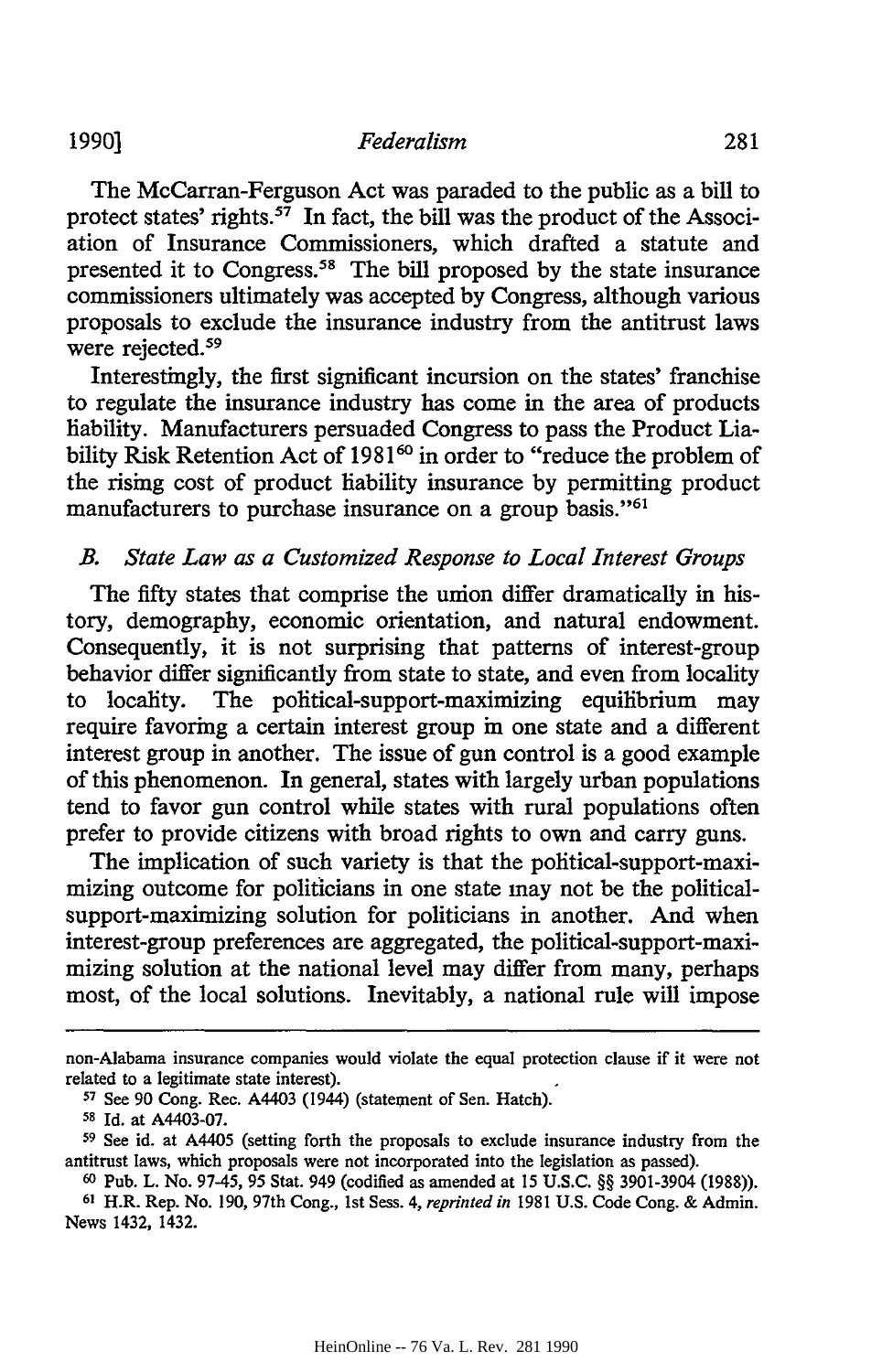The McCarran-Ferguson Act was paraded to the public as a bill to protect states' rights.[57] In fact, the bill was the product of the Association of Insurance Commissioners, which drafted a statute and presented it to Congress.[58] The bill proposed by the state insurance commissioners ultimately was accepted by Congress, although various proposals to exclude the insurance industry from the antitrust laws were rejected.[59]

Interestingly, the first significant incursion on the states' franchise to regulate the insurance industry has come in the area of products liability. Manufacturers persuaded Congress to pass the Product Liability Risk Retention Act of 1981[60] in order to "reduce the problem of the rising cost of product liability insurance by permitting product manufacturers to purchase insurance on a group basis."[61]

### *B. State Law as a Customized Response to Local Interest Groups*

The fifty states that comprise the union differ dramatically in history, demography, economic orientation, and natural endowment. Consequently, it is not surprising that patterns of interest-group behavior differ significantly from state to state, and even from locality to locality. The political-support-maximizing equilibrium may require favoring a certain interest group in one state and a different interest group in another. The issue of gun control is a good example of this phenomenon. In general, states with largely urban populations tend to favor gun control while states with rural populations often prefer to provide citizens with broad rights to own and carry guns.

The implication of such variety is that the political-support-maximizing outcome for politicians in one state may not be the political-support-maximizing solution for politicians in another. And when interest-group preferences are aggregated, the political-support-maximizing solution at the national level may differ from many, perhaps most, of the local solutions. Inevitably, a national rule will impose

---

non-Alabama insurance companies would violate the equal protection clause if it were not related to a legitimate state interest).

[57] See 90 Cong. Rec. A4403 (1944) (statement of Sen. Hatch).

[58] Id. at A4403-07.

[59] See id. at A4405 (setting forth the proposals to exclude insurance industry from the antitrust laws, which proposals were not incorporated into the legislation as passed).

[60] Pub. L. No. 97-45, 95 Stat. 949 (codified as amended at 15 U.S.C. §§ 3901-3904 (1988)).

[61] H.R. Rep. No. 190, 97th Cong., 1st Sess. 4, *reprinted in* 1981 U.S. Code Cong. & Admin. News 1432, 1432.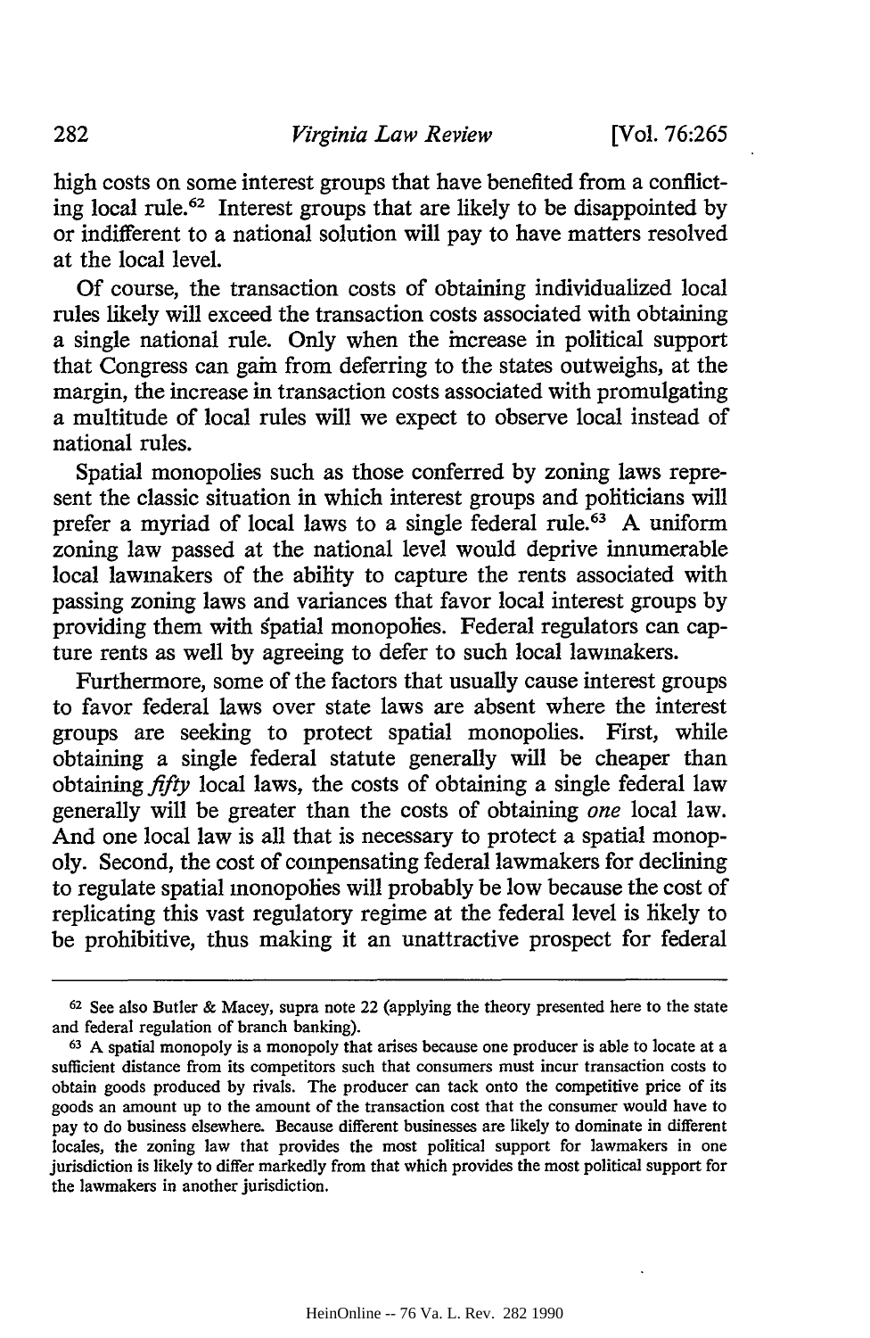high costs on some interest groups that have benefited from a conflicting local rule.[62] Interest groups that are likely to be disappointed by or indifferent to a national solution will pay to have matters resolved at the local level.

Of course, the transaction costs of obtaining individualized local rules likely will exceed the transaction costs associated with obtaining a single national rule. Only when the increase in political support that Congress can gain from deferring to the states outweighs, at the margin, the increase in transaction costs associated with promulgating a multitude of local rules will we expect to observe local instead of national rules.

Spatial monopolies such as those conferred by zoning laws represent the classic situation in which interest groups and politicians will prefer a myriad of local laws to a single federal rule.[63] A uniform zoning law passed at the national level would deprive innumerable local lawmakers of the ability to capture the rents associated with passing zoning laws and variances that favor local interest groups by providing them with spatial monopolies. Federal regulators can capture rents as well by agreeing to defer to such local lawmakers.

Furthermore, some of the factors that usually cause interest groups to favor federal laws over state laws are absent where the interest groups are seeking to protect spatial monopolies. First, while obtaining a single federal statute generally will be cheaper than obtaining *fifty* local laws, the costs of obtaining a single federal law generally will be greater than the costs of obtaining *one* local law. And one local law is all that is necessary to protect a spatial monopoly. Second, the cost of compensating federal lawmakers for declining to regulate spatial monopolies will probably be low because the cost of replicating this vast regulatory regime at the federal level is likely to be prohibitive, thus making it an unattractive prospect for federal

---

[62] See also Butler & Macey, supra note 22 (applying the theory presented here to the state and federal regulation of branch banking).

[63] A spatial monopoly is a monopoly that arises because one producer is able to locate at a sufficient distance from its competitors such that consumers must incur transaction costs to obtain goods produced by rivals. The producer can tack onto the competitive price of its goods an amount up to the amount of the transaction cost that the consumer would have to pay to do business elsewhere. Because different businesses are likely to dominate in different locales, the zoning law that provides the most political support for lawmakers in one jurisdiction is likely to differ markedly from that which provides the most political support for the lawmakers in another jurisdiction.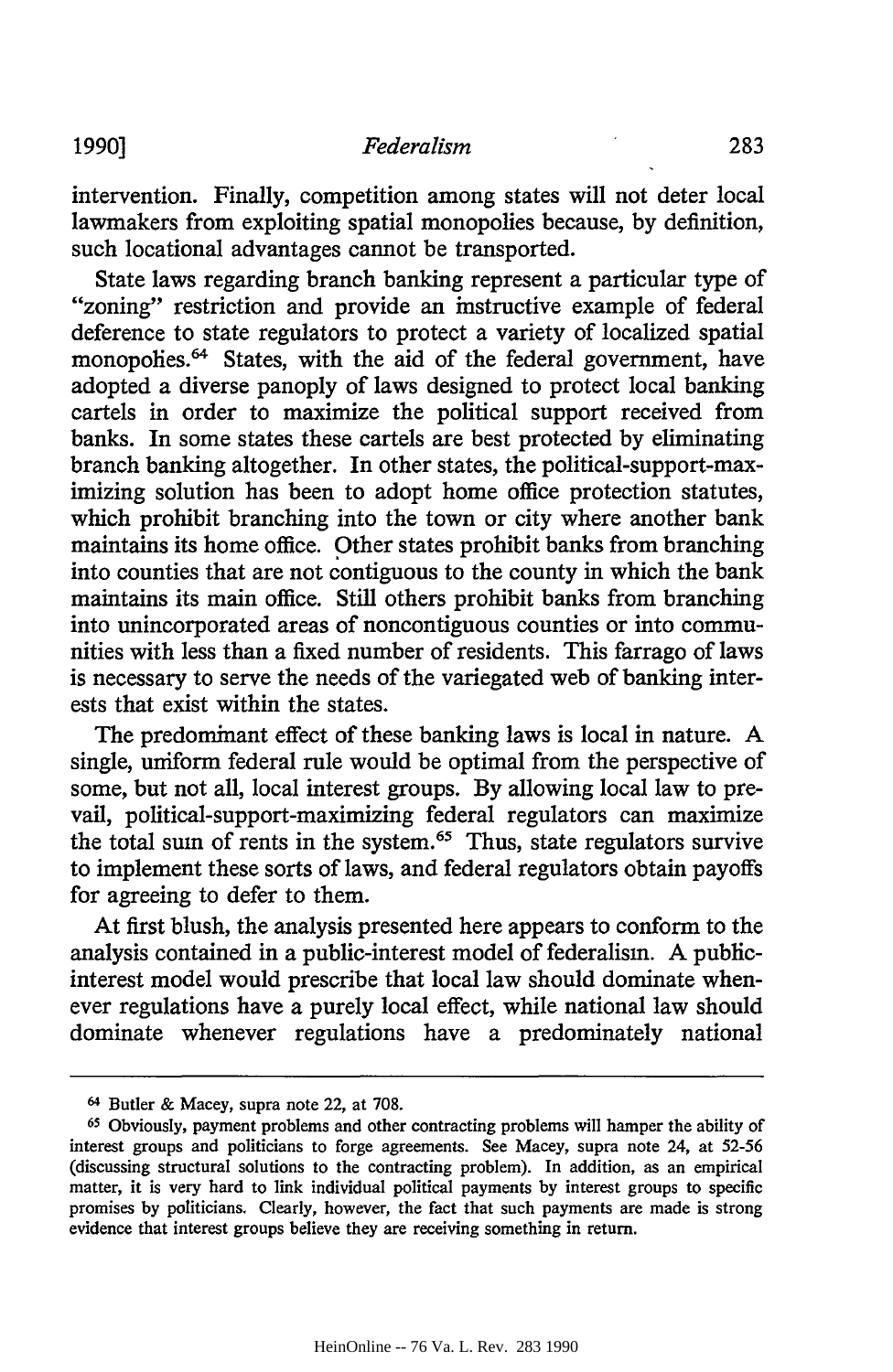intervention. Finally, competition among states will not deter local lawmakers from exploiting spatial monopolies because, by definition, such locational advantages cannot be transported.

State laws regarding branch banking represent a particular type of "zoning" restriction and provide an instructive example of federal deference to state regulators to protect a variety of localized spatial monopolies.[64] States, with the aid of the federal government, have adopted a diverse panoply of laws designed to protect local banking cartels in order to maximize the political support received from banks. In some states these cartels are best protected by eliminating branch banking altogether. In other states, the political-support-maximizing solution has been to adopt home office protection statutes, which prohibit branching into the town or city where another bank maintains its home office. Other states prohibit banks from branching into counties that are not contiguous to the county in which the bank maintains its main office. Still others prohibit banks from branching into unincorporated areas of noncontiguous counties or into communities with less than a fixed number of residents. This farrago of laws is necessary to serve the needs of the variegated web of banking interests that exist within the states.

The predominant effect of these banking laws is local in nature. A single, uniform federal rule would be optimal from the perspective of some, but not all, local interest groups. By allowing local law to prevail, political-support-maximizing federal regulators can maximize the total sum of rents in the system.[65] Thus, state regulators survive to implement these sorts of laws, and federal regulators obtain payoffs for agreeing to defer to them.

At first blush, the analysis presented here appears to conform to the analysis contained in a public-interest model of federalism. A public-interest model would prescribe that local law should dominate whenever regulations have a purely local effect, while national law should dominate whenever regulations have a predominately national

---

[64] Butler & Macey, supra note 22, at 708.

[65] Obviously, payment problems and other contracting problems will hamper the ability of interest groups and politicians to forge agreements. See Macey, supra note 24, at 52-56 (discussing structural solutions to the contracting problem). In addition, as an empirical matter, it is very hard to link individual political payments by interest groups to specific promises by politicians. Clearly, however, the fact that such payments are made is strong evidence that interest groups believe they are receiving something in return.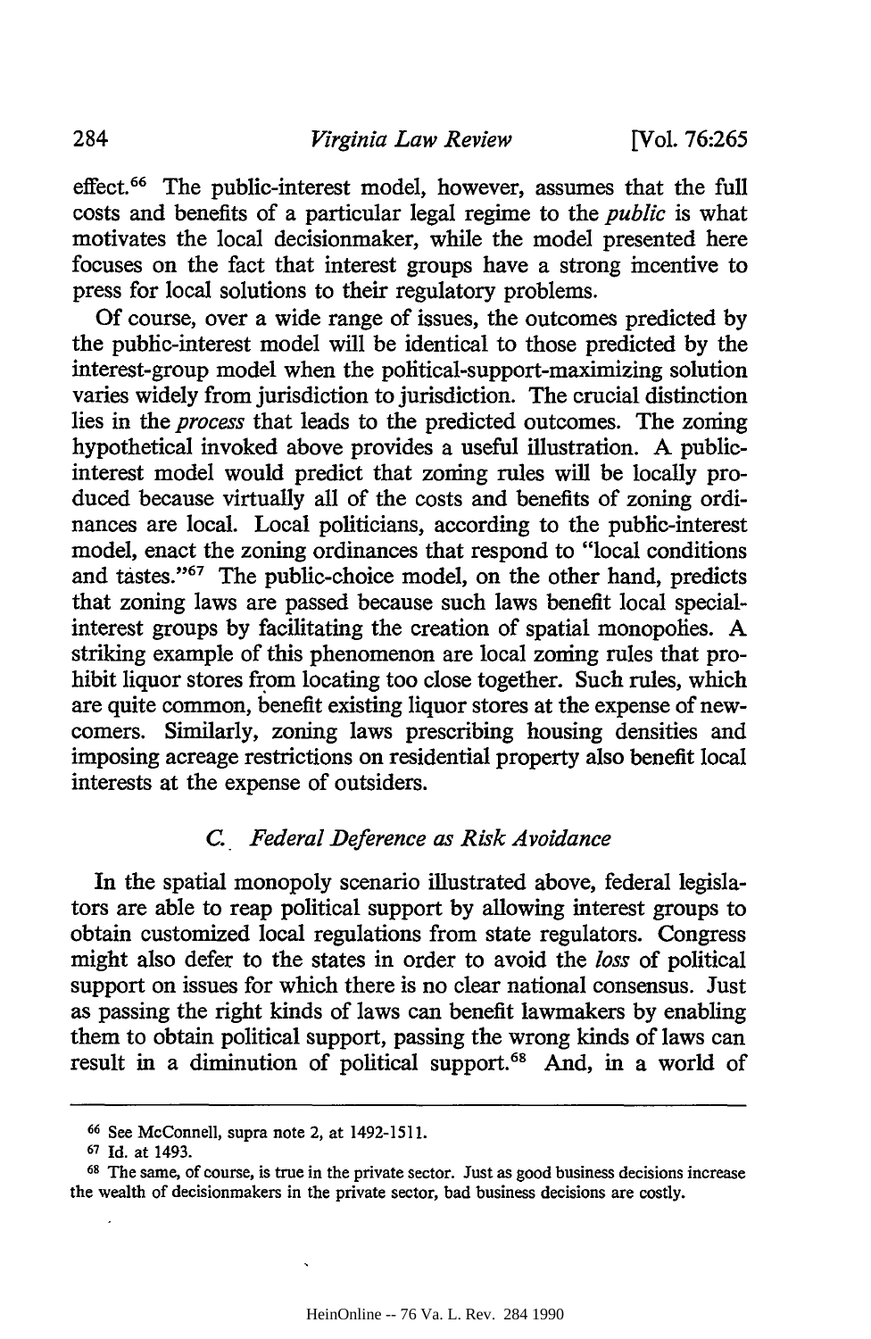effect.[66] The public-interest model, however, assumes that the full costs and benefits of a particular legal regime to the *public* is what motivates the local decisionmaker, while the model presented here focuses on the fact that interest groups have a strong incentive to press for local solutions to their regulatory problems.

Of course, over a wide range of issues, the outcomes predicted by the public-interest model will be identical to those predicted by the interest-group model when the political-support-maximizing solution varies widely from jurisdiction to jurisdiction. The crucial distinction lies in the *process* that leads to the predicted outcomes. The zoning hypothetical invoked above provides a useful illustration. A public-interest model would predict that zoning rules will be locally produced because virtually all of the costs and benefits of zoning ordinances are local. Local politicians, according to the public-interest model, enact the zoning ordinances that respond to "local conditions and tastes."[67] The public-choice model, on the other hand, predicts that zoning laws are passed because such laws benefit local special-interest groups by facilitating the creation of spatial monopolies. A striking example of this phenomenon are local zoning rules that prohibit liquor stores from locating too close together. Such rules, which are quite common, benefit existing liquor stores at the expense of newcomers. Similarly, zoning laws prescribing housing densities and imposing acreage restrictions on residential property also benefit local interests at the expense of outsiders.

### C. *Federal Deference as Risk Avoidance*

In the spatial monopoly scenario illustrated above, federal legislators are able to reap political support by allowing interest groups to obtain customized local regulations from state regulators. Congress might also defer to the states in order to avoid the *loss* of political support on issues for which there is no clear national consensus. Just as passing the right kinds of laws can benefit lawmakers by enabling them to obtain political support, passing the wrong kinds of laws can result in a diminution of political support.[68] And, in a world of

---

[66] See McConnell, supra note 2, at 1492-1511.

[67] Id. at 1493.

[68] The same, of course, is true in the private sector. Just as good business decisions increase the wealth of decisionmakers in the private sector, bad business decisions are costly.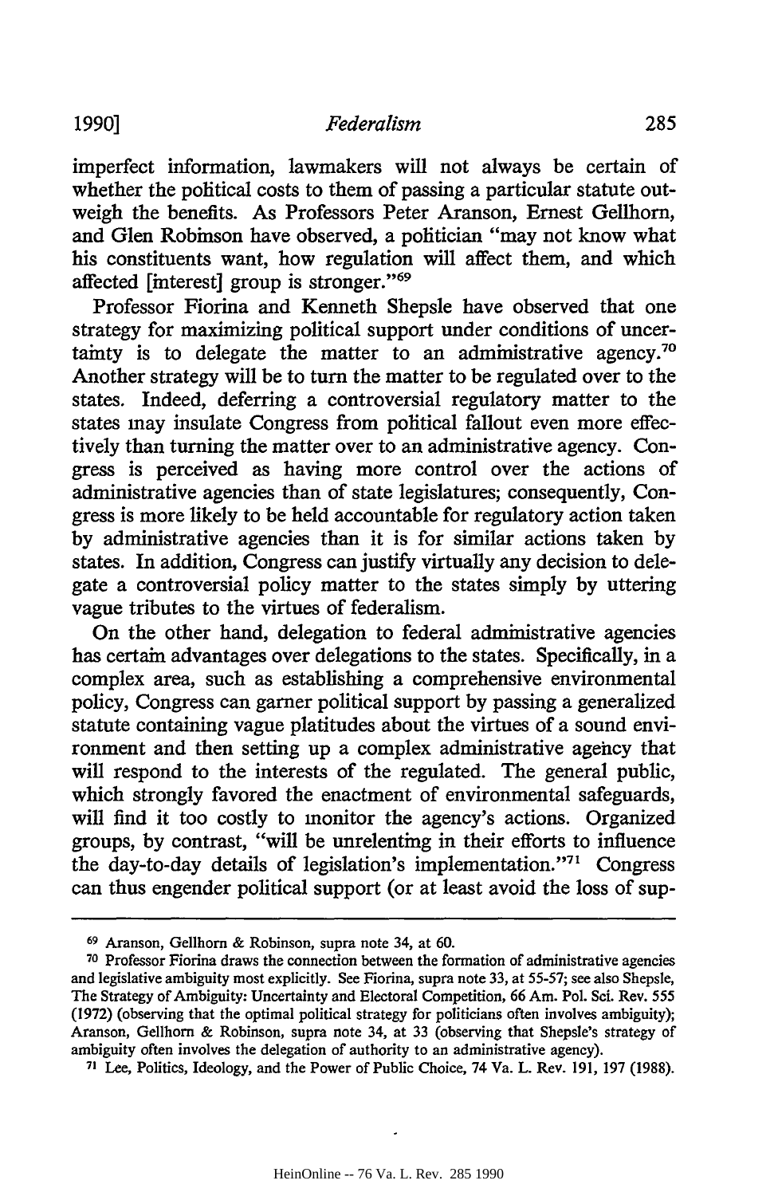imperfect information, lawmakers will not always be certain of whether the political costs to them of passing a particular statute outweigh the benefits. As Professors Peter Aranson, Ernest Gellhorn, and Glen Robinson have observed, a politician "may not know what his constituents want, how regulation will affect them, and which affected [interest] group is stronger."[69]

Professor Fiorina and Kenneth Shepsle have observed that one strategy for maximizing political support under conditions of uncertainty is to delegate the matter to an administrative agency.[70] Another strategy will be to turn the matter to be regulated over to the states. Indeed, deferring a controversial regulatory matter to the states may insulate Congress from political fallout even more effectively than turning the matter over to an administrative agency. Congress is perceived as having more control over the actions of administrative agencies than of state legislatures; consequently, Congress is more likely to be held accountable for regulatory action taken by administrative agencies than it is for similar actions taken by states. In addition, Congress can justify virtually any decision to delegate a controversial policy matter to the states simply by uttering vague tributes to the virtues of federalism.

On the other hand, delegation to federal administrative agencies has certain advantages over delegations to the states. Specifically, in a complex area, such as establishing a comprehensive environmental policy, Congress can garner political support by passing a generalized statute containing vague platitudes about the virtues of a sound environment and then setting up a complex administrative agency that will respond to the interests of the regulated. The general public, which strongly favored the enactment of environmental safeguards, will find it too costly to monitor the agency's actions. Organized groups, by contrast, "will be unrelenting in their efforts to influence the day-to-day details of legislation's implementation."[71] Congress can thus engender political support (or at least avoid the loss of sup-

---

[69] Aranson, Gellhorn & Robinson, supra note 34, at 60.

[70] Professor Fiorina draws the connection between the formation of administrative agencies and legislative ambiguity most explicitly. See Fiorina, supra note 33, at 55-57; see also Shepsle, The Strategy of Ambiguity: Uncertainty and Electoral Competition, 66 Am. Pol. Sci. Rev. 555 (1972) (observing that the optimal political strategy for politicians often involves ambiguity); Aranson, Gellhorn & Robinson, supra note 34, at 33 (observing that Shepsle's strategy of ambiguity often involves the delegation of authority to an administrative agency).

[71] Lee, Politics, Ideology, and the Power of Public Choice, 74 Va. L. Rev. 191, 197 (1988).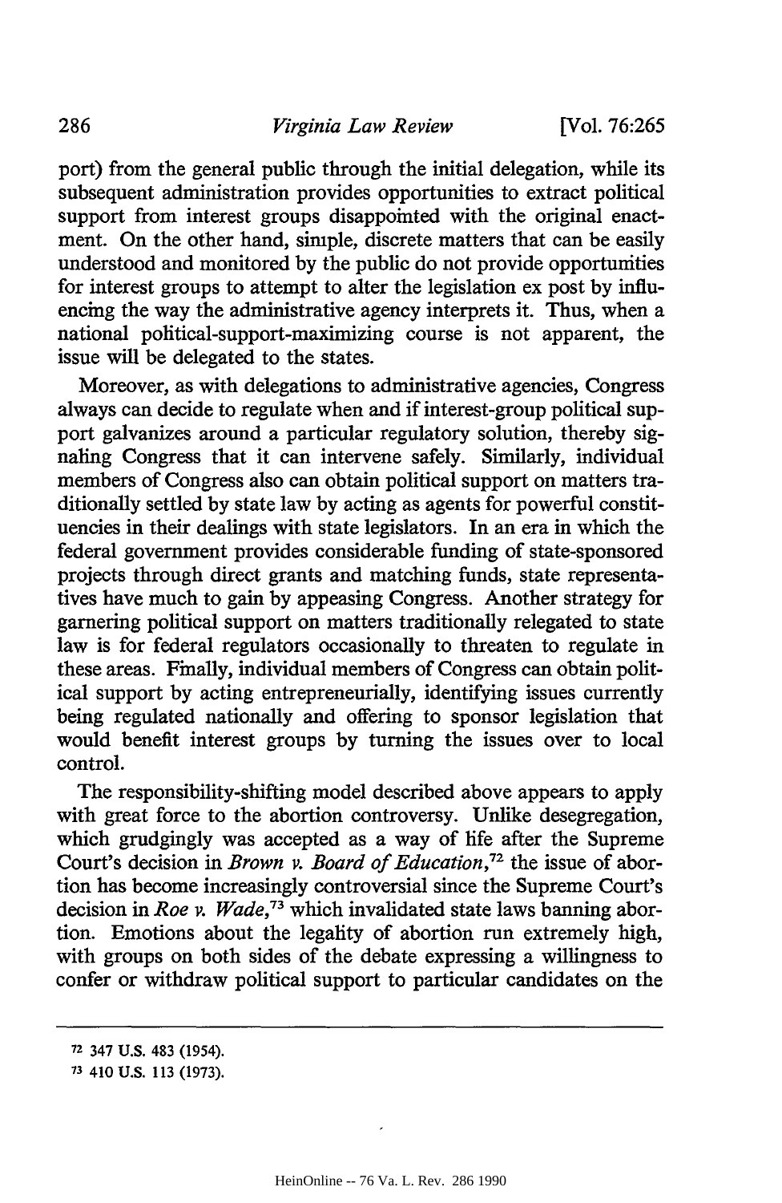port) from the general public through the initial delegation, while its subsequent administration provides opportunities to extract political support from interest groups disappointed with the original enactment. On the other hand, simple, discrete matters that can be easily understood and monitored by the public do not provide opportunities for interest groups to attempt to alter the legislation ex post by influencing the way the administrative agency interprets it. Thus, when a national political-support-maximizing course is not apparent, the issue will be delegated to the states.

Moreover, as with delegations to administrative agencies, Congress always can decide to regulate when and if interest-group political support galvanizes around a particular regulatory solution, thereby signaling Congress that it can intervene safely. Similarly, individual members of Congress also can obtain political support on matters traditionally settled by state law by acting as agents for powerful constituencies in their dealings with state legislators. In an era in which the federal government provides considerable funding of state-sponsored projects through direct grants and matching funds, state representatives have much to gain by appeasing Congress. Another strategy for garnering political support on matters traditionally relegated to state law is for federal regulators occasionally to threaten to regulate in these areas. Finally, individual members of Congress can obtain political support by acting entrepreneurially, identifying issues currently being regulated nationally and offering to sponsor legislation that would benefit interest groups by turning the issues over to local control.

The responsibility-shifting model described above appears to apply with great force to the abortion controversy. Unlike desegregation, which grudgingly was accepted as a way of life after the Supreme Court's decision in *Brown v. Board of Education*,[72] the issue of abortion has become increasingly controversial since the Supreme Court's decision in *Roe v. Wade*,[73] which invalidated state laws banning abortion. Emotions about the legality of abortion run extremely high, with groups on both sides of the debate expressing a willingness to confer or withdraw political support to particular candidates on the

---

[72] 347 U.S. 483 (1954).

[73] 410 U.S. 113 (1973).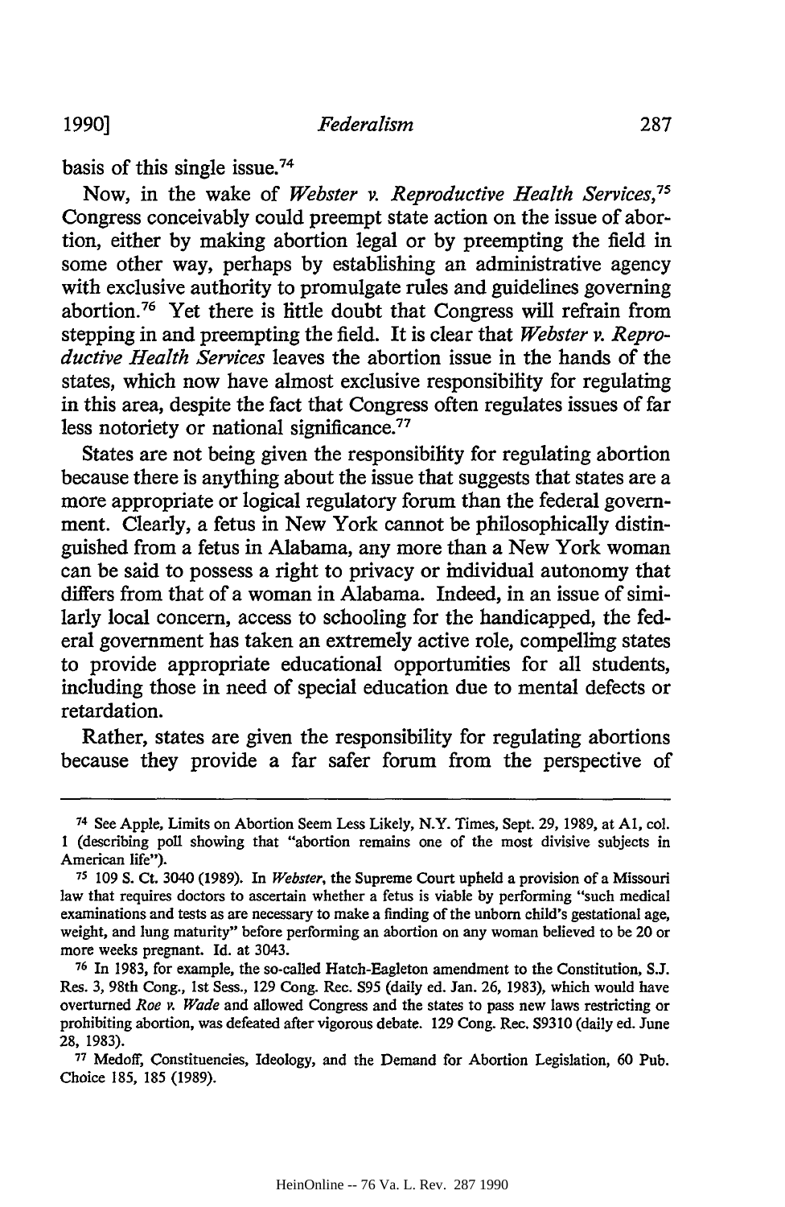basis of this single issue.[74]

Now, in the wake of *Webster v. Reproductive Health Services*,[75] Congress conceivably could preempt state action on the issue of abortion, either by making abortion legal or by preempting the field in some other way, perhaps by establishing an administrative agency with exclusive authority to promulgate rules and guidelines governing abortion.[76] Yet there is little doubt that Congress will refrain from stepping in and preempting the field. It is clear that *Webster v. Reproductive Health Services* leaves the abortion issue in the hands of the states, which now have almost exclusive responsibility for regulating in this area, despite the fact that Congress often regulates issues of far less notoriety or national significance.[77]

States are not being given the responsibility for regulating abortion because there is anything about the issue that suggests that states are a more appropriate or logical regulatory forum than the federal government. Clearly, a fetus in New York cannot be philosophically distinguished from a fetus in Alabama, any more than a New York woman can be said to possess a right to privacy or individual autonomy that differs from that of a woman in Alabama. Indeed, in an issue of similarly local concern, access to schooling for the handicapped, the federal government has taken an extremely active role, compelling states to provide appropriate educational opportunities for all students, including those in need of special education due to mental defects or retardation.

Rather, states are given the responsibility for regulating abortions because they provide a far safer forum from the perspective of

---

[74] See Apple, Limits on Abortion Seem Less Likely, N.Y. Times, Sept. 29, 1989, at A1, col. 1 (describing poll showing that "abortion remains one of the most divisive subjects in American life").

[75] 109 S. Ct. 3040 (1989). In *Webster*, the Supreme Court upheld a provision of a Missouri law that requires doctors to ascertain whether a fetus is viable by performing "such medical examinations and tests as are necessary to make a finding of the unborn child's gestational age, weight, and lung maturity" before performing an abortion on any woman believed to be 20 or more weeks pregnant. Id. at 3043.

[76] In 1983, for example, the so-called Hatch-Eagleton amendment to the Constitution, S.J. Res. 3, 98th Cong., 1st Sess., 129 Cong. Rec. S95 (daily ed. Jan. 26, 1983), which would have overturned *Roe v. Wade* and allowed Congress and the states to pass new laws restricting or prohibiting abortion, was defeated after vigorous debate. 129 Cong. Rec. S9310 (daily ed. June 28, 1983).

[77] Medoff, Constituencies, Ideology, and the Demand for Abortion Legislation, 60 Pub. Choice 185, 185 (1989).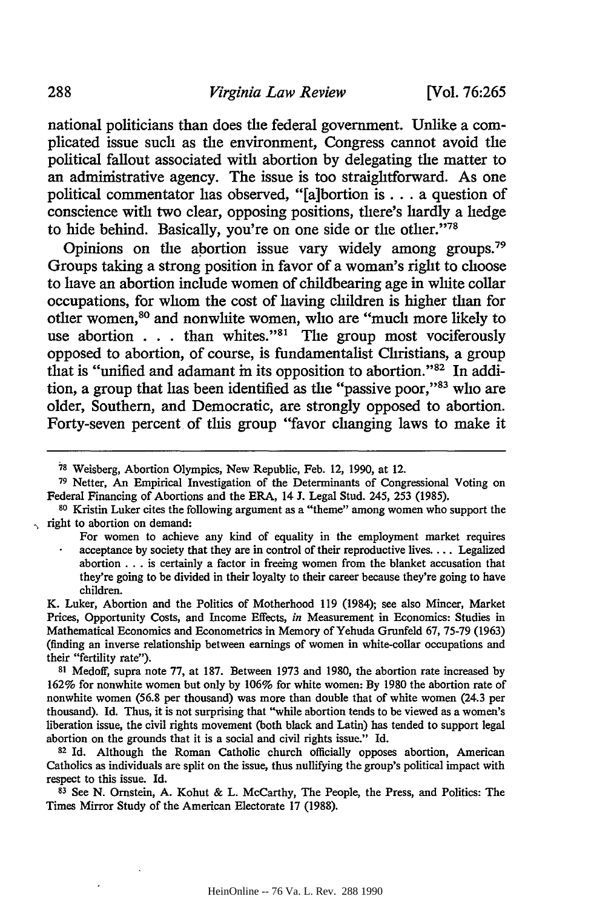national politicians than does the federal government. Unlike a complicated issue such as the environment, Congress cannot avoid the political fallout associated with abortion by delegating the matter to an administrative agency. The issue is too straightforward. As one political commentator has observed, "[a]bortion is . . . a question of conscience with two clear, opposing positions, there's hardly a hedge to hide behind. Basically, you're on one side or the other."[78]

Opinions on the abortion issue vary widely among groups.[79] Groups taking a strong position in favor of a woman's right to choose to have an abortion include women of childbearing age in white collar occupations, for whom the cost of having children is higher than for other women,[80] and nonwhite women, who are "much more likely to use abortion . . . than whites."[81] The group most vociferously opposed to abortion, of course, is fundamentalist Christians, a group that is "unified and adamant in its opposition to abortion."[82] In addition, a group that has been identified as the "passive poor,"[83] who are older, Southern, and Democratic, are strongly opposed to abortion. Forty-seven percent of this group "favor changing laws to make it

---

[78] Weisberg, Abortion Olympics, New Republic, Feb. 12, 1990, at 12.

[79] Netter, An Empirical Investigation of the Determinants of Congressional Voting on Federal Financing of Abortions and the ERA, 14 J. Legal Stud. 245, 253 (1985).

[80] Kristin Luker cites the following argument as a "theme" among women who support the right to abortion on demand:

> For women to achieve any kind of equality in the employment market requires acceptance by society that they are in control of their reproductive lives. . . . Legalized abortion . . . is certainly a factor in freeing women from the blanket accusation that they're going to be divided in their loyalty to their career because they're going to have children.

K. Luker, Abortion and the Politics of Motherhood 119 (1984); see also Mincer, Market Prices, Opportunity Costs, and Income Effects, *in* Measurement in Economics: Studies in Mathematical Economics and Econometrics in Memory of Yehuda Grunfeld 67, 75-79 (1963) (finding an inverse relationship between earnings of women in white-collar occupations and their "fertility rate").

[81] Medoff, supra note 77, at 187. Between 1973 and 1980, the abortion rate increased by 162% for nonwhite women but only by 106% for white women: By 1980 the abortion rate of nonwhite women (56.8 per thousand) was more than double that of white women (24.3 per thousand). Id. Thus, it is not surprising that "while abortion tends to be viewed as a women's liberation issue, the civil rights movement (both black and Latin) has tended to support legal abortion on the grounds that it is a social and civil rights issue." Id.

[82] Id. Although the Roman Catholic church officially opposes abortion, American Catholics as individuals are split on the issue, thus nullifying the group's political impact with respect to this issue. Id.

[83] See N. Ornstein, A. Kohut & L. McCarthy, The People, the Press, and Politics: The Times Mirror Study of the American Electorate 17 (1988).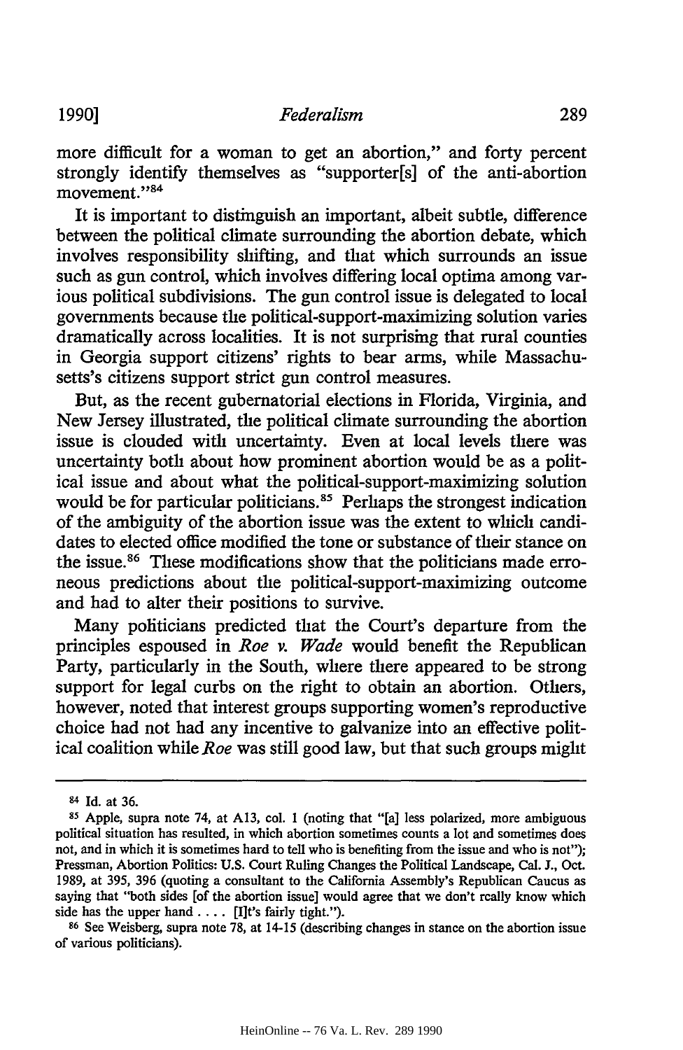more difficult for a woman to get an abortion," and forty percent strongly identify themselves as "supporter[s] of the anti-abortion movement."[84]

It is important to distinguish an important, albeit subtle, difference between the political climate surrounding the abortion debate, which involves responsibility shifting, and that which surrounds an issue such as gun control, which involves differing local optima among various political subdivisions. The gun control issue is delegated to local governments because the political-support-maximizing solution varies dramatically across localities. It is not surprising that rural counties in Georgia support citizens' rights to bear arms, while Massachusetts's citizens support strict gun control measures.

But, as the recent gubernatorial elections in Florida, Virginia, and New Jersey illustrated, the political climate surrounding the abortion issue is clouded with uncertainty. Even at local levels there was uncertainty both about how prominent abortion would be as a political issue and about what the political-support-maximizing solution would be for particular politicians.[85] Perhaps the strongest indication of the ambiguity of the abortion issue was the extent to which candidates to elected office modified the tone or substance of their stance on the issue.[86] These modifications show that the politicians made erroneous predictions about the political-support-maximizing outcome and had to alter their positions to survive.

Many politicians predicted that the Court's departure from the principles espoused in *Roe v. Wade* would benefit the Republican Party, particularly in the South, where there appeared to be strong support for legal curbs on the right to obtain an abortion. Others, however, noted that interest groups supporting women's reproductive choice had not had any incentive to galvanize into an effective political coalition while *Roe* was still good law, but that such groups might

---

[84] Id. at 36.

[85] Apple, supra note 74, at A13, col. 1 (noting that "[a] less polarized, more ambiguous political situation has resulted, in which abortion sometimes counts a lot and sometimes does not, and in which it is sometimes hard to tell who is benefiting from the issue and who is not"); Pressman, Abortion Politics: U.S. Court Ruling Changes the Political Landscape, Cal. J., Oct. 1989, at 395, 396 (quoting a consultant to the California Assembly's Republican Caucus as saying that "both sides [of the abortion issue] would agree that we don't really know which side has the upper hand . . . . [I]t's fairly tight.").

[86] See Weisberg, supra note 78, at 14-15 (describing changes in stance on the abortion issue of various politicians).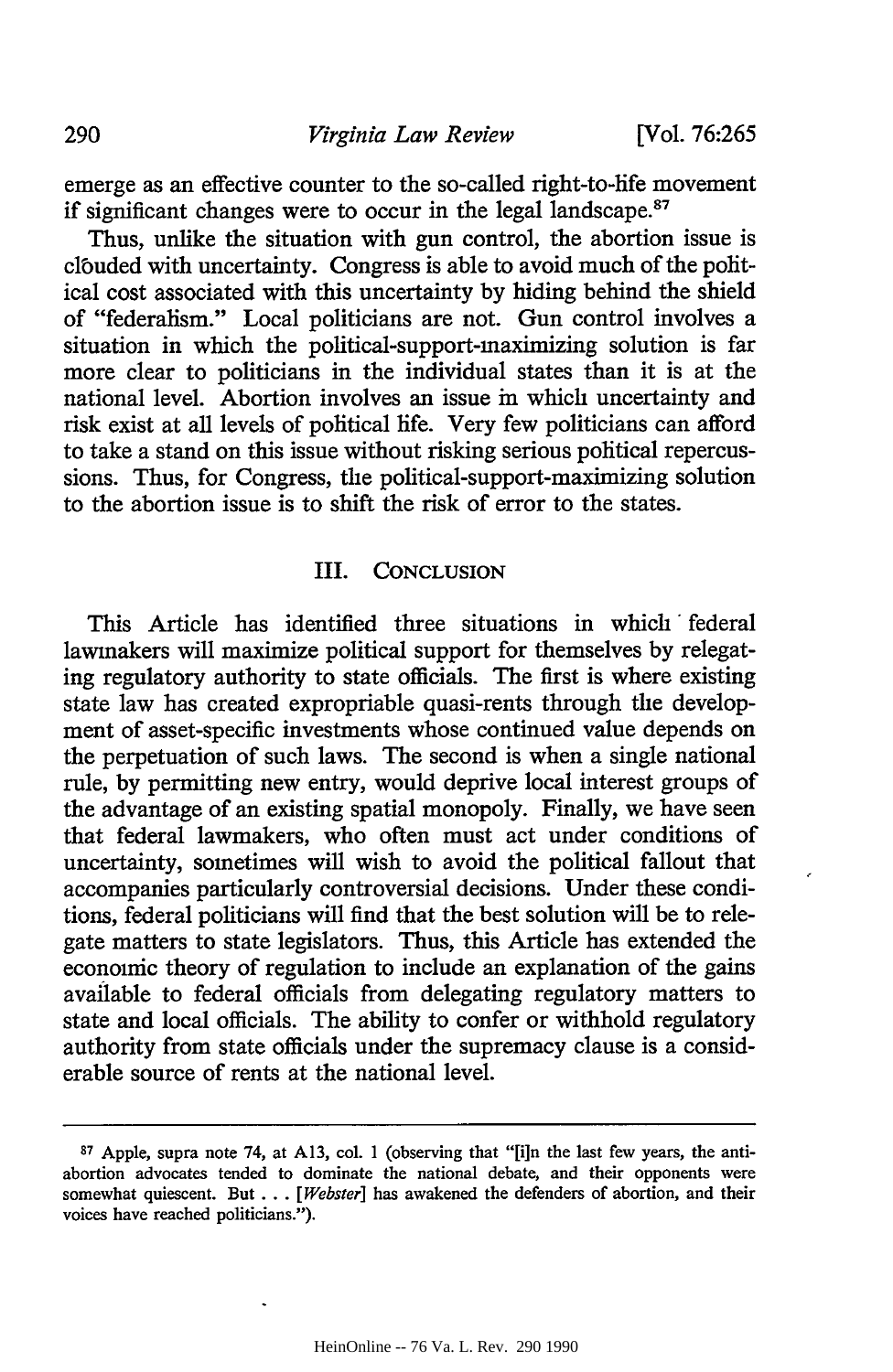emerge as an effective counter to the so-called right-to-life movement if significant changes were to occur in the legal landscape.[87]

Thus, unlike the situation with gun control, the abortion issue is clouded with uncertainty. Congress is able to avoid much of the political cost associated with this uncertainty by hiding behind the shield of "federalism." Local politicians are not. Gun control involves a situation in which the political-support-maximizing solution is far more clear to politicians in the individual states than it is at the national level. Abortion involves an issue in which uncertainty and risk exist at all levels of political life. Very few politicians can afford to take a stand on this issue without risking serious political repercussions. Thus, for Congress, the political-support-maximizing solution to the abortion issue is to shift the risk of error to the states.

## III. Conclusion

This Article has identified three situations in which federal lawmakers will maximize political support for themselves by relegating regulatory authority to state officials. The first is where existing state law has created expropriable quasi-rents through the development of asset-specific investments whose continued value depends on the perpetuation of such laws. The second is when a single national rule, by permitting new entry, would deprive local interest groups of the advantage of an existing spatial monopoly. Finally, we have seen that federal lawmakers, who often must act under conditions of uncertainty, sometimes will wish to avoid the political fallout that accompanies particularly controversial decisions. Under these conditions, federal politicians will find that the best solution will be to relegate matters to state legislators. Thus, this Article has extended the economic theory of regulation to include an explanation of the gains available to federal officials from delegating regulatory matters to state and local officials. The ability to confer or withhold regulatory authority from state officials under the supremacy clause is a considerable source of rents at the national level.

---

[87] Apple, supra note 74, at A13, col. 1 (observing that "[i]n the last few years, the anti-abortion advocates tended to dominate the national debate, and their opponents were somewhat quiescent. But . . . [*Webster*] has awakened the defenders of abortion, and their voices have reached politicians.").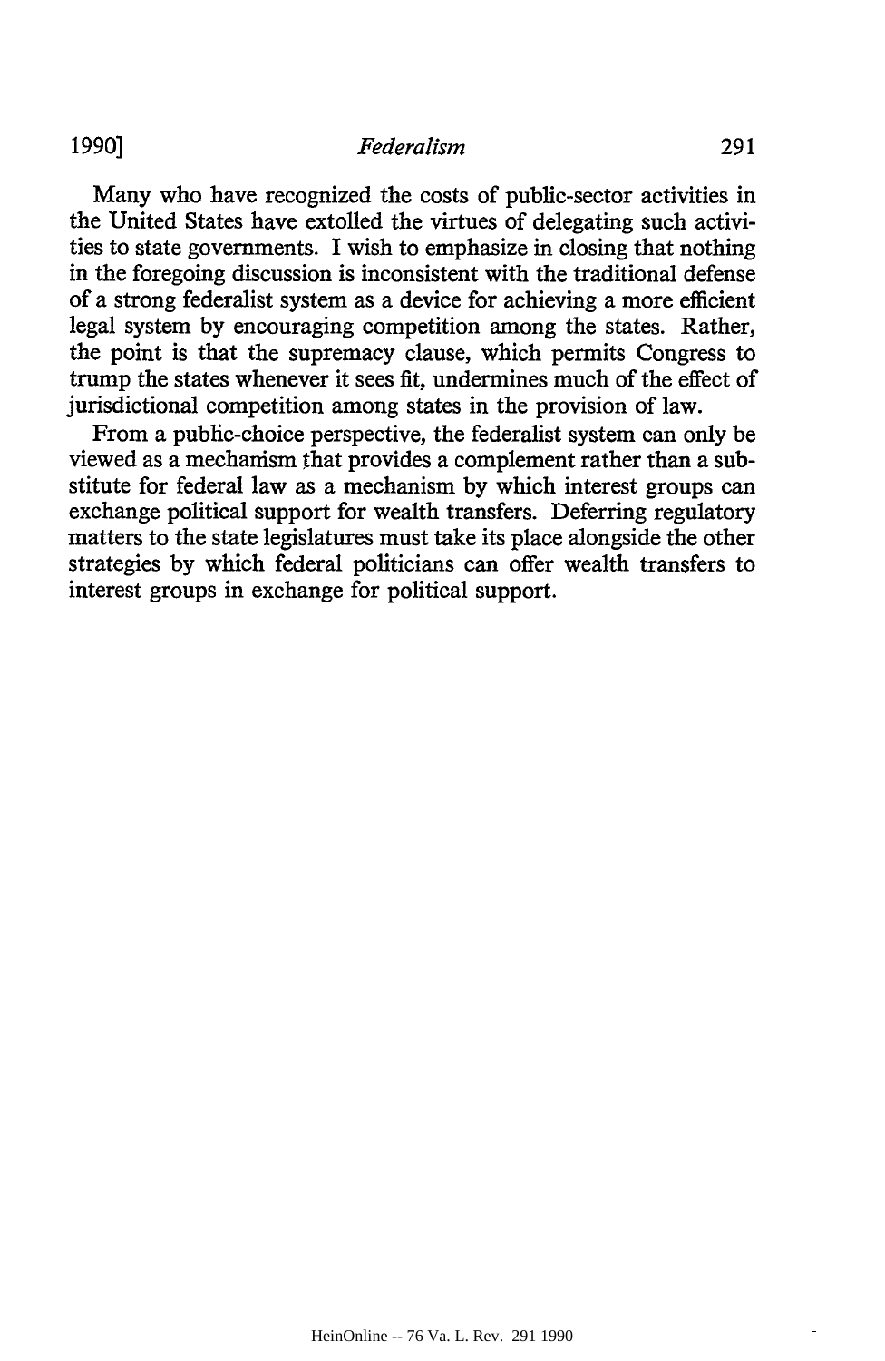Many who have recognized the costs of public-sector activities in the United States have extolled the virtues of delegating such activities to state governments. I wish to emphasize in closing that nothing in the foregoing discussion is inconsistent with the traditional defense of a strong federalist system as a device for achieving a more efficient legal system by encouraging competition among the states. Rather, the point is that the supremacy clause, which permits Congress to trump the states whenever it sees fit, undermines much of the effect of jurisdictional competition among states in the provision of law.

From a public-choice perspective, the federalist system can only be viewed as a mechanism that provides a complement rather than a substitute for federal law as a mechanism by which interest groups can exchange political support for wealth transfers. Deferring regulatory matters to the state legislatures must take its place alongside the other strategies by which federal politicians can offer wealth transfers to interest groups in exchange for political support.